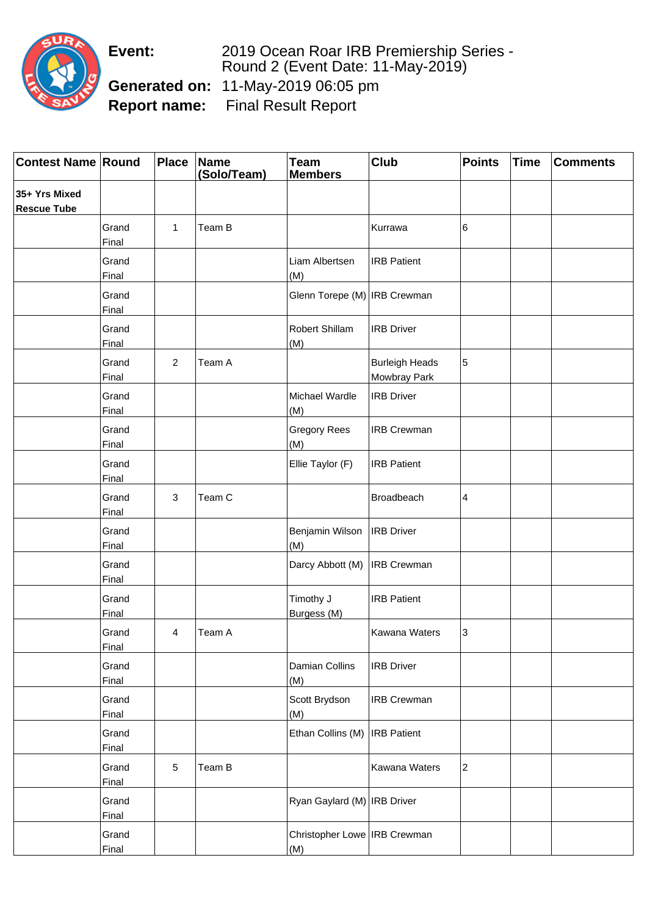**Event:** 2019 Ocean Roar IRB Premiership Series - Round 2 (Event Date: 11-May-2019)

**Generated on:** 11-May-2019 06:05 pm

**Report name:** Final Result Report

| Contest Name | Round | Place | Name (Solo/Team) | Team Members | Club | Points | Time | Comments |
|---|---|---|---|---|---|---|---|---|
| **35+ Yrs Mixed Rescue Tube** | | | | | | | | |
| | Grand Final | 1 | Team B | | Kurrawa | 6 | | |
| | Grand Final | | | Liam Albertsen (M) | IRB Patient | | | |
| | Grand Final | | | Glenn Torepe (M) | IRB Crewman | | | |
| | Grand Final | | | Robert Shillam (M) | IRB Driver | | | |
| | Grand Final | 2 | Team A | | Burleigh Heads Mowbray Park | 5 | | |
| | Grand Final | | | Michael Wardle (M) | IRB Driver | | | |
| | Grand Final | | | Gregory Rees (M) | IRB Crewman | | | |
| | Grand Final | | | Ellie Taylor (F) | IRB Patient | | | |
| | Grand Final | 3 | Team C | | Broadbeach | 4 | | |
| | Grand Final | | | Benjamin Wilson (M) | IRB Driver | | | |
| | Grand Final | | | Darcy Abbott (M) | IRB Crewman | | | |
| | Grand Final | | | Timothy J Burgess (M) | IRB Patient | | | |
| | Grand Final | 4 | Team A | | Kawana Waters | 3 | | |
| | Grand Final | | | Damian Collins (M) | IRB Driver | | | |
| | Grand Final | | | Scott Brydson (M) | IRB Crewman | | | |
| | Grand Final | | | Ethan Collins (M) | IRB Patient | | | |
| | Grand Final | 5 | Team B | | Kawana Waters | 2 | | |
| | Grand Final | | | Ryan Gaylard (M) | IRB Driver | | | |
| | Grand Final | | | Christopher Lowe (M) | IRB Crewman | | | |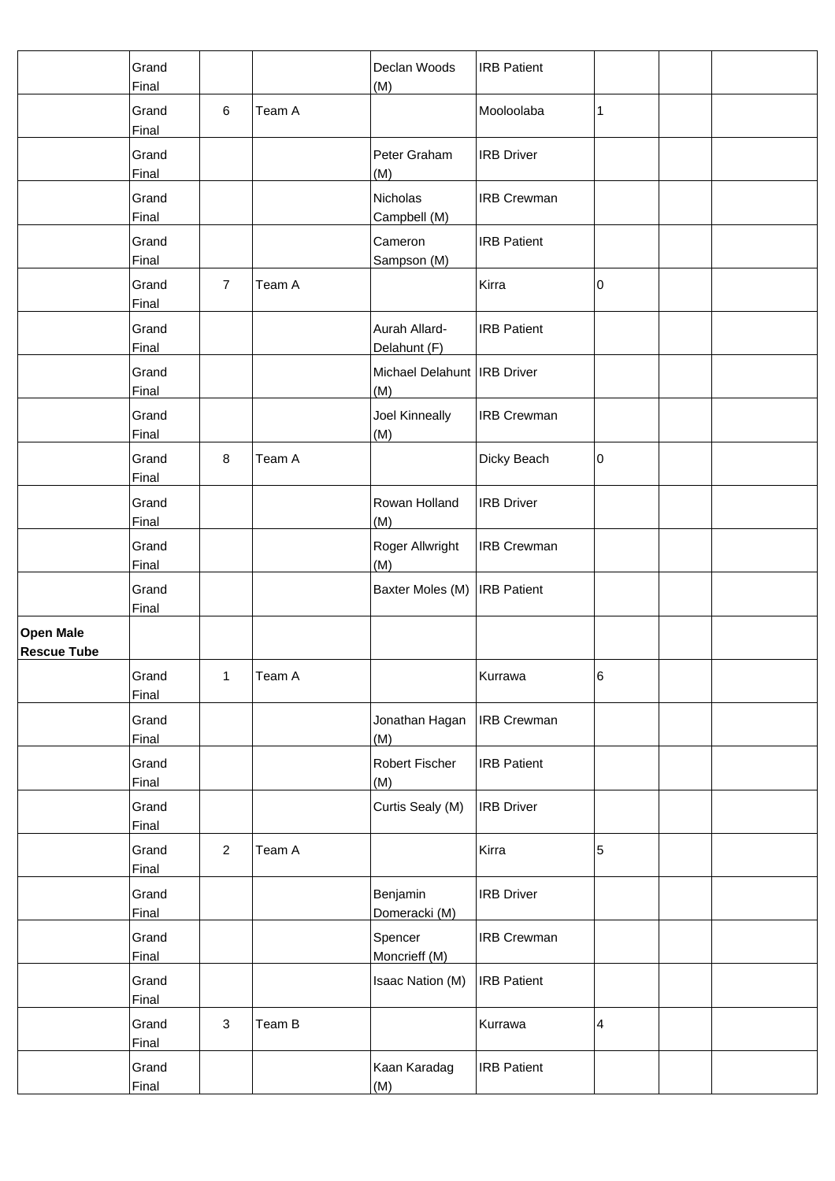| | | | | | | | | |
|---|---|---|---|---|---|---|---|---|
| | Grand Final | | | Declan Woods (M) | IRB Patient | | | |
| | Grand Final | 6 | Team A | | Mooloolaba | 1 | | |
| | Grand Final | | | Peter Graham (M) | IRB Driver | | | |
| | Grand Final | | | Nicholas Campbell (M) | IRB Crewman | | | |
| | Grand Final | | | Cameron Sampson (M) | IRB Patient | | | |
| | Grand Final | 7 | Team A | | Kirra | 0 | | |
| | Grand Final | | | Aurah Allard-Delahunt (F) | IRB Patient | | | |
| | Grand Final | | | Michael Delahunt (M) | IRB Driver | | | |
| | Grand Final | | | Joel Kinneally (M) | IRB Crewman | | | |
| | Grand Final | 8 | Team A | | Dicky Beach | 0 | | |
| | Grand Final | | | Rowan Holland (M) | IRB Driver | | | |
| | Grand Final | | | Roger Allwright (M) | IRB Crewman | | | |
| | Grand Final | | | Baxter Moles (M) | IRB Patient | | | |
| **Open Male Rescue Tube** | | | | | | | | |
| | Grand Final | 1 | Team A | | Kurrawa | 6 | | |
| | Grand Final | | | Jonathan Hagan (M) | IRB Crewman | | | |
| | Grand Final | | | Robert Fischer (M) | IRB Patient | | | |
| | Grand Final | | | Curtis Sealy (M) | IRB Driver | | | |
| | Grand Final | 2 | Team A | | Kirra | 5 | | |
| | Grand Final | | | Benjamin Domeracki (M) | IRB Driver | | | |
| | Grand Final | | | Spencer Moncrieff (M) | IRB Crewman | | | |
| | Grand Final | | | Isaac Nation (M) | IRB Patient | | | |
| | Grand Final | 3 | Team B | | Kurrawa | 4 | | |
| | Grand Final | | | Kaan Karadag (M) | IRB Patient | | | |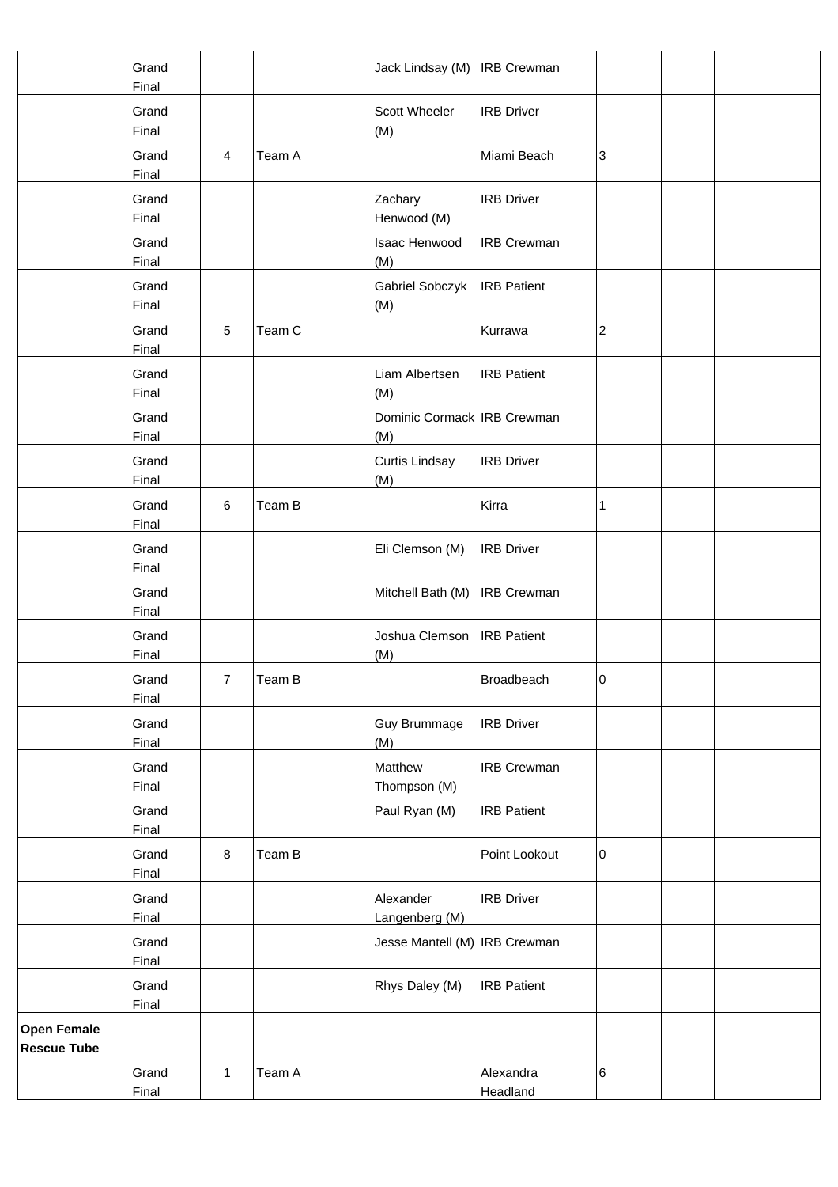| | | | | | | | | |
|---|---|---|---|---|---|---|---|---|
| | Grand Final | | | Jack Lindsay (M) | IRB Crewman | | | |
| | Grand Final | | | Scott Wheeler (M) | IRB Driver | | | |
| | Grand Final | 4 | Team A | | Miami Beach | 3 | | |
| | Grand Final | | | Zachary Henwood (M) | IRB Driver | | | |
| | Grand Final | | | Isaac Henwood (M) | IRB Crewman | | | |
| | Grand Final | | | Gabriel Sobczyk (M) | IRB Patient | | | |
| | Grand Final | 5 | Team C | | Kurrawa | 2 | | |
| | Grand Final | | | Liam Albertsen (M) | IRB Patient | | | |
| | Grand Final | | | Dominic Cormack (M) | IRB Crewman | | | |
| | Grand Final | | | Curtis Lindsay (M) | IRB Driver | | | |
| | Grand Final | 6 | Team B | | Kirra | 1 | | |
| | Grand Final | | | Eli Clemson (M) | IRB Driver | | | |
| | Grand Final | | | Mitchell Bath (M) | IRB Crewman | | | |
| | Grand Final | | | Joshua Clemson (M) | IRB Patient | | | |
| | Grand Final | 7 | Team B | | Broadbeach | 0 | | |
| | Grand Final | | | Guy Brummage (M) | IRB Driver | | | |
| | Grand Final | | | Matthew Thompson (M) | IRB Crewman | | | |
| | Grand Final | | | Paul Ryan (M) | IRB Patient | | | |
| | Grand Final | 8 | Team B | | Point Lookout | 0 | | |
| | Grand Final | | | Alexander Langenberg (M) | IRB Driver | | | |
| | Grand Final | | | Jesse Mantell (M) | IRB Crewman | | | |
| | Grand Final | | | Rhys Daley (M) | IRB Patient | | | |
| **Open Female Rescue Tube** | | | | | | | | |
| | Grand Final | 1 | Team A | | Alexandra Headland | 6 | | |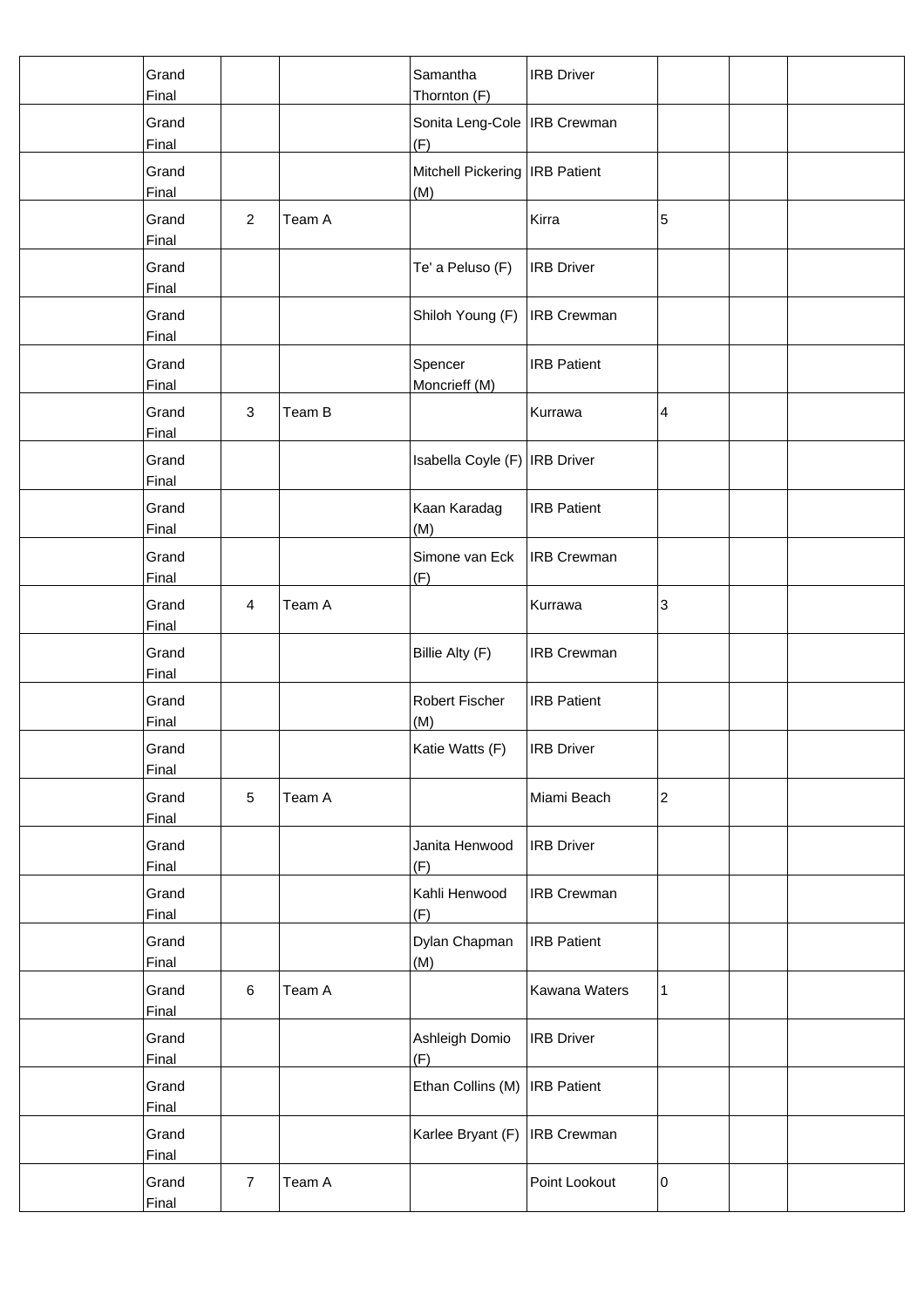| | | | | | | | | |
|---|---|---|---|---|---|---|---|---|
| | Grand Final | | | Samantha Thornton (F) | IRB Driver | | | |
| | Grand Final | | | Sonita Leng-Cole (F) | IRB Crewman | | | |
| | Grand Final | | | Mitchell Pickering (M) | IRB Patient | | | |
| | Grand Final | 2 | Team A | | Kirra | 5 | | |
| | Grand Final | | | Te' a Peluso (F) | IRB Driver | | | |
| | Grand Final | | | Shiloh Young (F) | IRB Crewman | | | |
| | Grand Final | | | Spencer Moncrieff (M) | IRB Patient | | | |
| | Grand Final | 3 | Team B | | Kurrawa | 4 | | |
| | Grand Final | | | Isabella Coyle (F) | IRB Driver | | | |
| | Grand Final | | | Kaan Karadag (M) | IRB Patient | | | |
| | Grand Final | | | Simone van Eck (F) | IRB Crewman | | | |
| | Grand Final | 4 | Team A | | Kurrawa | 3 | | |
| | Grand Final | | | Billie Alty (F) | IRB Crewman | | | |
| | Grand Final | | | Robert Fischer (M) | IRB Patient | | | |
| | Grand Final | | | Katie Watts (F) | IRB Driver | | | |
| | Grand Final | 5 | Team A | | Miami Beach | 2 | | |
| | Grand Final | | | Janita Henwood (F) | IRB Driver | | | |
| | Grand Final | | | Kahli Henwood (F) | IRB Crewman | | | |
| | Grand Final | | | Dylan Chapman (M) | IRB Patient | | | |
| | Grand Final | 6 | Team A | | Kawana Waters | 1 | | |
| | Grand Final | | | Ashleigh Domio (F) | IRB Driver | | | |
| | Grand Final | | | Ethan Collins (M) | IRB Patient | | | |
| | Grand Final | | | Karlee Bryant (F) | IRB Crewman | | | |
| | Grand Final | 7 | Team A | | Point Lookout | 0 | | |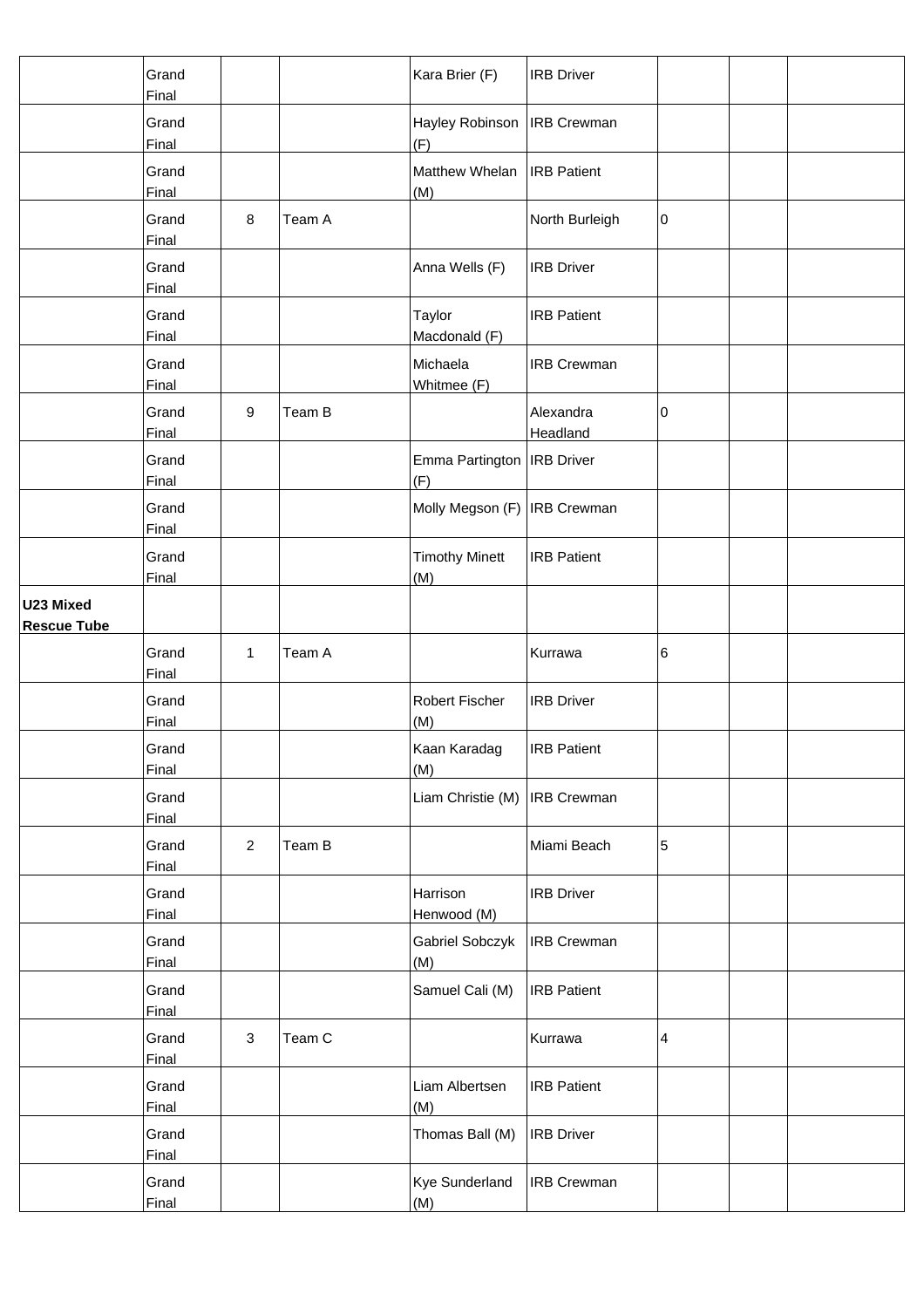| | | | | | | | | |
|---|---|---|---|---|---|---|---|---|
| | Grand Final | | | Kara Brier (F) | IRB Driver | | | |
| | Grand Final | | | Hayley Robinson (F) | IRB Crewman | | | |
| | Grand Final | | | Matthew Whelan (M) | IRB Patient | | | |
| | Grand Final | 8 | Team A | | North Burleigh | 0 | | |
| | Grand Final | | | Anna Wells (F) | IRB Driver | | | |
| | Grand Final | | | Taylor Macdonald (F) | IRB Patient | | | |
| | Grand Final | | | Michaela Whitmee (F) | IRB Crewman | | | |
| | Grand Final | 9 | Team B | | Alexandra Headland | 0 | | |
| | Grand Final | | | Emma Partington (F) | IRB Driver | | | |
| | Grand Final | | | Molly Megson (F) | IRB Crewman | | | |
| | Grand Final | | | Timothy Minett (M) | IRB Patient | | | |
| **U23 Mixed Rescue Tube** | | | | | | | | |
| | Grand Final | 1 | Team A | | Kurrawa | 6 | | |
| | Grand Final | | | Robert Fischer (M) | IRB Driver | | | |
| | Grand Final | | | Kaan Karadag (M) | IRB Patient | | | |
| | Grand Final | | | Liam Christie (M) | IRB Crewman | | | |
| | Grand Final | 2 | Team B | | Miami Beach | 5 | | |
| | Grand Final | | | Harrison Henwood (M) | IRB Driver | | | |
| | Grand Final | | | Gabriel Sobczyk (M) | IRB Crewman | | | |
| | Grand Final | | | Samuel Cali (M) | IRB Patient | | | |
| | Grand Final | 3 | Team C | | Kurrawa | 4 | | |
| | Grand Final | | | Liam Albertsen (M) | IRB Patient | | | |
| | Grand Final | | | Thomas Ball (M) | IRB Driver | | | |
| | Grand Final | | | Kye Sunderland (M) | IRB Crewman | | | |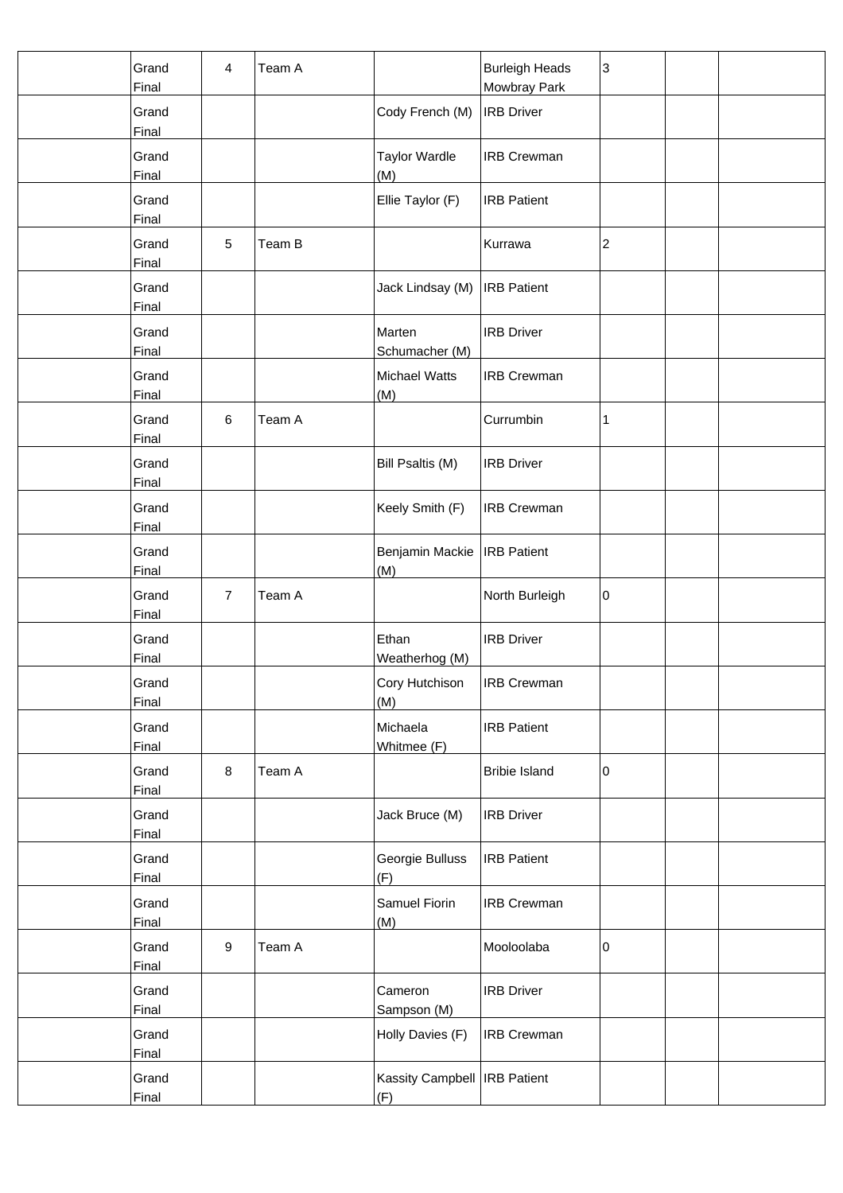| | | | | | | | | |
|---|---|---|---|---|---|---|---|---|
| | Grand Final | 4 | Team A | | Burleigh Heads Mowbray Park | 3 | | |
| | Grand Final | | | Cody French (M) | IRB Driver | | | |
| | Grand Final | | | Taylor Wardle (M) | IRB Crewman | | | |
| | Grand Final | | | Ellie Taylor (F) | IRB Patient | | | |
| | Grand Final | 5 | Team B | | Kurrawa | 2 | | |
| | Grand Final | | | Jack Lindsay (M) | IRB Patient | | | |
| | Grand Final | | | Marten Schumacher (M) | IRB Driver | | | |
| | Grand Final | | | Michael Watts (M) | IRB Crewman | | | |
| | Grand Final | 6 | Team A | | Currumbin | 1 | | |
| | Grand Final | | | Bill Psaltis (M) | IRB Driver | | | |
| | Grand Final | | | Keely Smith (F) | IRB Crewman | | | |
| | Grand Final | | | Benjamin Mackie (M) | IRB Patient | | | |
| | Grand Final | 7 | Team A | | North Burleigh | 0 | | |
| | Grand Final | | | Ethan Weatherhog (M) | IRB Driver | | | |
| | Grand Final | | | Cory Hutchison (M) | IRB Crewman | | | |
| | Grand Final | | | Michaela Whitmee (F) | IRB Patient | | | |
| | Grand Final | 8 | Team A | | Bribie Island | 0 | | |
| | Grand Final | | | Jack Bruce (M) | IRB Driver | | | |
| | Grand Final | | | Georgie Bulluss (F) | IRB Patient | | | |
| | Grand Final | | | Samuel Fiorin (M) | IRB Crewman | | | |
| | Grand Final | 9 | Team A | | Mooloolaba | 0 | | |
| | Grand Final | | | Cameron Sampson (M) | IRB Driver | | | |
| | Grand Final | | | Holly Davies (F) | IRB Crewman | | | |
| | Grand Final | | | Kassity Campbell (F) | IRB Patient | | | |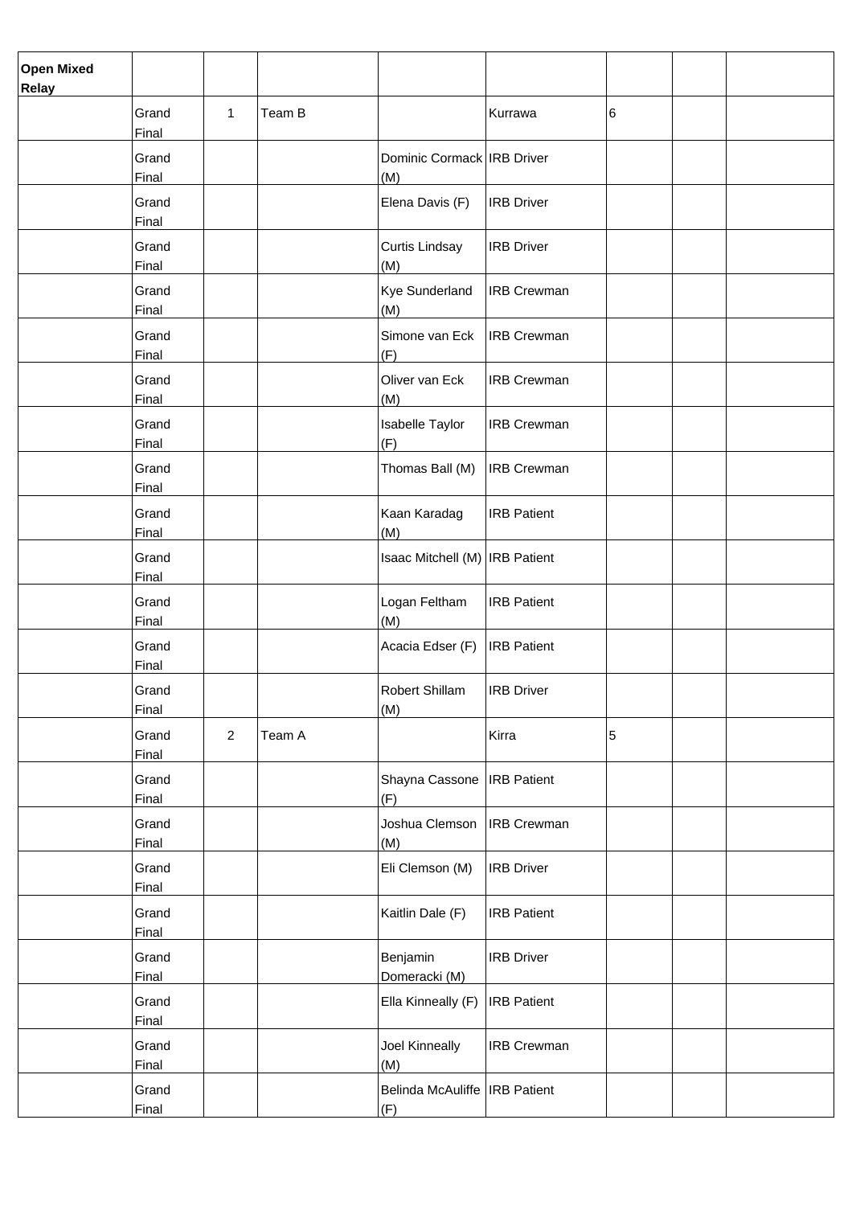| Open Mixed Relay | | | | | | | | |
|---|---|---|---|---|---|---|---|---|
| | Grand Final | 1 | Team B | | Kurrawa | 6 | | |
| | Grand Final | | | Dominic Cormack (M) | IRB Driver | | | |
| | Grand Final | | | Elena Davis (F) | IRB Driver | | | |
| | Grand Final | | | Curtis Lindsay (M) | IRB Driver | | | |
| | Grand Final | | | Kye Sunderland (M) | IRB Crewman | | | |
| | Grand Final | | | Simone van Eck (F) | IRB Crewman | | | |
| | Grand Final | | | Oliver van Eck (M) | IRB Crewman | | | |
| | Grand Final | | | Isabelle Taylor (F) | IRB Crewman | | | |
| | Grand Final | | | Thomas Ball (M) | IRB Crewman | | | |
| | Grand Final | | | Kaan Karadag (M) | IRB Patient | | | |
| | Grand Final | | | Isaac Mitchell (M) | IRB Patient | | | |
| | Grand Final | | | Logan Feltham (M) | IRB Patient | | | |
| | Grand Final | | | Acacia Edser (F) | IRB Patient | | | |
| | Grand Final | | | Robert Shillam (M) | IRB Driver | | | |
| | Grand Final | 2 | Team A | | Kirra | 5 | | |
| | Grand Final | | | Shayna Cassone (F) | IRB Patient | | | |
| | Grand Final | | | Joshua Clemson (M) | IRB Crewman | | | |
| | Grand Final | | | Eli Clemson (M) | IRB Driver | | | |
| | Grand Final | | | Kaitlin Dale (F) | IRB Patient | | | |
| | Grand Final | | | Benjamin Domeracki (M) | IRB Driver | | | |
| | Grand Final | | | Ella Kinneally (F) | IRB Patient | | | |
| | Grand Final | | | Joel Kinneally (M) | IRB Crewman | | | |
| | Grand Final | | | Belinda McAuliffe (F) | IRB Patient | | | |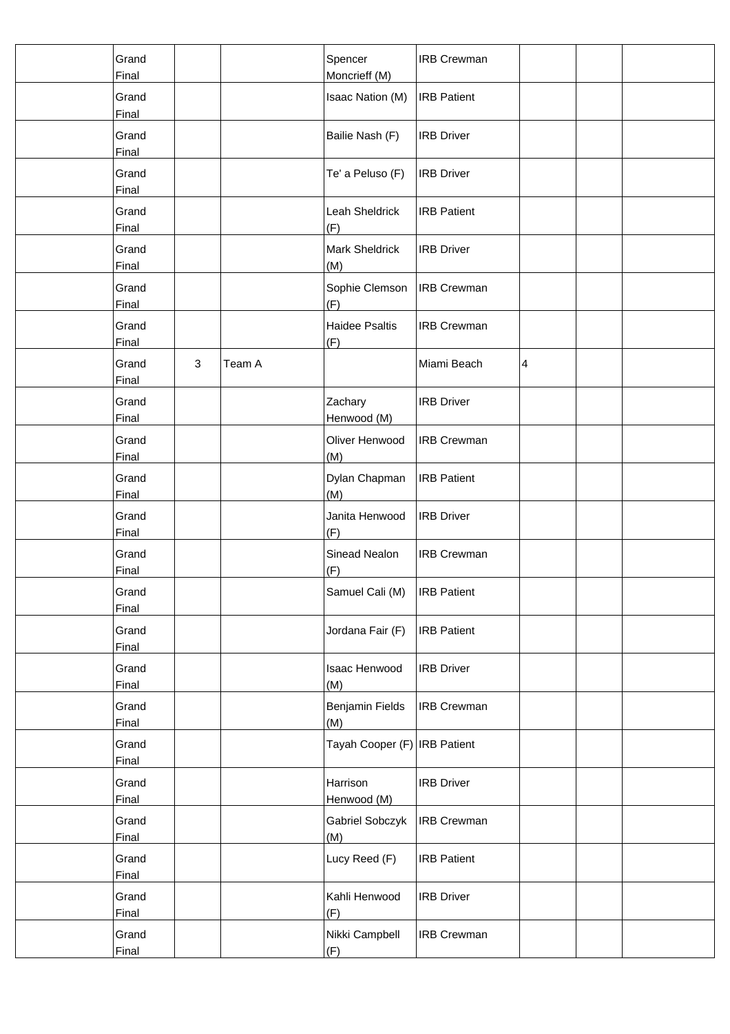| | | | | | | | | |
|---|---|---|---|---|---|---|---|---|
| | Grand Final | | | Spencer Moncrieff (M) | IRB Crewman | | | |
| | Grand Final | | | Isaac Nation (M) | IRB Patient | | | |
| | Grand Final | | | Bailie Nash (F) | IRB Driver | | | |
| | Grand Final | | | Te' a Peluso (F) | IRB Driver | | | |
| | Grand Final | | | Leah Sheldrick (F) | IRB Patient | | | |
| | Grand Final | | | Mark Sheldrick (M) | IRB Driver | | | |
| | Grand Final | | | Sophie Clemson (F) | IRB Crewman | | | |
| | Grand Final | | | Haidee Psaltis (F) | IRB Crewman | | | |
| | Grand Final | 3 | Team A | | Miami Beach | 4 | | |
| | Grand Final | | | Zachary Henwood (M) | IRB Driver | | | |
| | Grand Final | | | Oliver Henwood (M) | IRB Crewman | | | |
| | Grand Final | | | Dylan Chapman (M) | IRB Patient | | | |
| | Grand Final | | | Janita Henwood (F) | IRB Driver | | | |
| | Grand Final | | | Sinead Nealon (F) | IRB Crewman | | | |
| | Grand Final | | | Samuel Cali (M) | IRB Patient | | | |
| | Grand Final | | | Jordana Fair (F) | IRB Patient | | | |
| | Grand Final | | | Isaac Henwood (M) | IRB Driver | | | |
| | Grand Final | | | Benjamin Fields (M) | IRB Crewman | | | |
| | Grand Final | | | Tayah Cooper (F) | IRB Patient | | | |
| | Grand Final | | | Harrison Henwood (M) | IRB Driver | | | |
| | Grand Final | | | Gabriel Sobczyk (M) | IRB Crewman | | | |
| | Grand Final | | | Lucy Reed (F) | IRB Patient | | | |
| | Grand Final | | | Kahli Henwood (F) | IRB Driver | | | |
| | Grand Final | | | Nikki Campbell (F) | IRB Crewman | | | |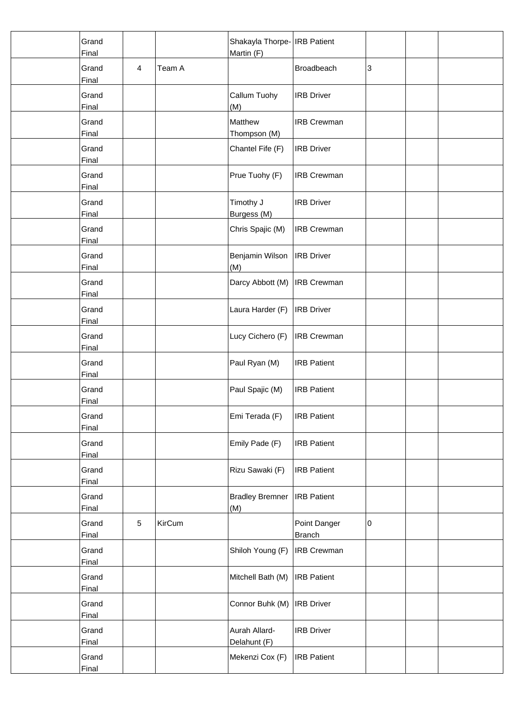|  | Grand Final |  |  | Shakayla Thorpe-Martin (F) | IRB Patient |  |  |  |
|---|---|---|---|---|---|---|---|---|
|  | Grand Final | 4 | Team A |  | Broadbeach | 3 |  |  |
|  | Grand Final |  |  | Callum Tuohy (M) | IRB Driver |  |  |  |
|  | Grand Final |  |  | Matthew Thompson (M) | IRB Crewman |  |  |  |
|  | Grand Final |  |  | Chantel Fife (F) | IRB Driver |  |  |  |
|  | Grand Final |  |  | Prue Tuohy (F) | IRB Crewman |  |  |  |
|  | Grand Final |  |  | Timothy J Burgess (M) | IRB Driver |  |  |  |
|  | Grand Final |  |  | Chris Spajic (M) | IRB Crewman |  |  |  |
|  | Grand Final |  |  | Benjamin Wilson (M) | IRB Driver |  |  |  |
|  | Grand Final |  |  | Darcy Abbott (M) | IRB Crewman |  |  |  |
|  | Grand Final |  |  | Laura Harder (F) | IRB Driver |  |  |  |
|  | Grand Final |  |  | Lucy Cichero (F) | IRB Crewman |  |  |  |
|  | Grand Final |  |  | Paul Ryan (M) | IRB Patient |  |  |  |
|  | Grand Final |  |  | Paul Spajic (M) | IRB Patient |  |  |  |
|  | Grand Final |  |  | Emi Terada (F) | IRB Patient |  |  |  |
|  | Grand Final |  |  | Emily Pade (F) | IRB Patient |  |  |  |
|  | Grand Final |  |  | Rizu Sawaki (F) | IRB Patient |  |  |  |
|  | Grand Final |  |  | Bradley Bremner (M) | IRB Patient |  |  |  |
|  | Grand Final | 5 | KirCum |  | Point Danger Branch | 0 |  |  |
|  | Grand Final |  |  | Shiloh Young (F) | IRB Crewman |  |  |  |
|  | Grand Final |  |  | Mitchell Bath (M) | IRB Patient |  |  |  |
|  | Grand Final |  |  | Connor Buhk (M) | IRB Driver |  |  |  |
|  | Grand Final |  |  | Aurah Allard-Delahunt (F) | IRB Driver |  |  |  |
|  | Grand Final |  |  | Mekenzi Cox (F) | IRB Patient |  |  |  |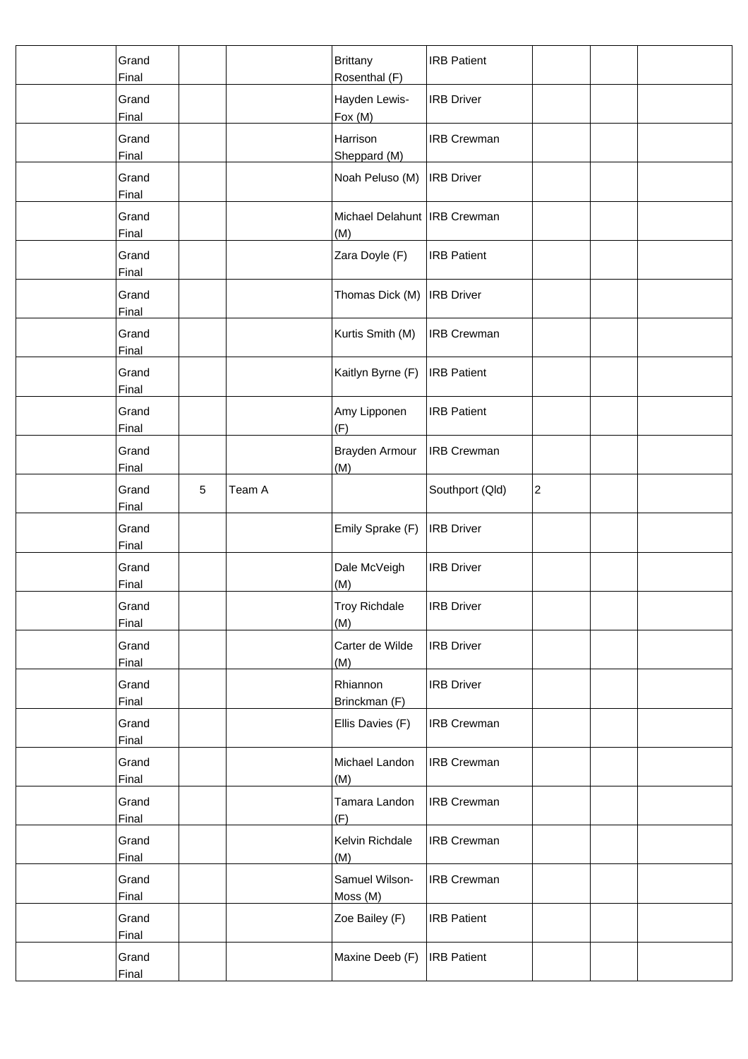| | | | | | | | | |
|---|---|---|---|---|---|---|---|---|
| | Grand Final | | | Brittany Rosenthal (F) | IRB Patient | | | |
| | Grand Final | | | Hayden Lewis-Fox (M) | IRB Driver | | | |
| | Grand Final | | | Harrison Sheppard (M) | IRB Crewman | | | |
| | Grand Final | | | Noah Peluso (M) | IRB Driver | | | |
| | Grand Final | | | Michael Delahunt (M) | IRB Crewman | | | |
| | Grand Final | | | Zara Doyle (F) | IRB Patient | | | |
| | Grand Final | | | Thomas Dick (M) | IRB Driver | | | |
| | Grand Final | | | Kurtis Smith (M) | IRB Crewman | | | |
| | Grand Final | | | Kaitlyn Byrne (F) | IRB Patient | | | |
| | Grand Final | | | Amy Lipponen (F) | IRB Patient | | | |
| | Grand Final | | | Brayden Armour (M) | IRB Crewman | | | |
| | Grand Final | 5 | Team A | | Southport (Qld) | 2 | | |
| | Grand Final | | | Emily Sprake (F) | IRB Driver | | | |
| | Grand Final | | | Dale McVeigh (M) | IRB Driver | | | |
| | Grand Final | | | Troy Richdale (M) | IRB Driver | | | |
| | Grand Final | | | Carter de Wilde (M) | IRB Driver | | | |
| | Grand Final | | | Rhiannon Brinckman (F) | IRB Driver | | | |
| | Grand Final | | | Ellis Davies (F) | IRB Crewman | | | |
| | Grand Final | | | Michael Landon (M) | IRB Crewman | | | |
| | Grand Final | | | Tamara Landon (F) | IRB Crewman | | | |
| | Grand Final | | | Kelvin Richdale (M) | IRB Crewman | | | |
| | Grand Final | | | Samuel Wilson-Moss (M) | IRB Crewman | | | |
| | Grand Final | | | Zoe Bailey (F) | IRB Patient | | | |
| | Grand Final | | | Maxine Deeb (F) | IRB Patient | | | |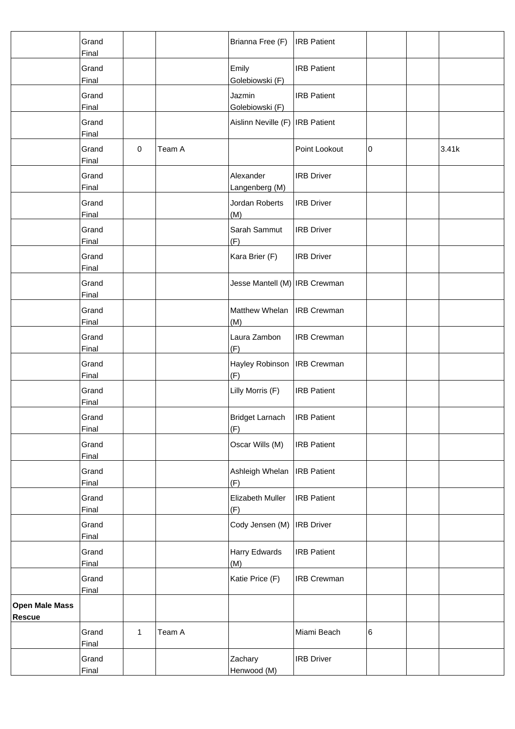| | | | | | | | | |
|---|---|---|---|---|---|---|---|---|
| | Grand Final | | | Brianna Free (F) | IRB Patient | | | |
| | Grand Final | | | Emily Golebiowski (F) | IRB Patient | | | |
| | Grand Final | | | Jazmin Golebiowski (F) | IRB Patient | | | |
| | Grand Final | | | Aislinn Neville (F) | IRB Patient | | | |
| | Grand Final | 0 | Team A | | Point Lookout | 0 | | 3.41k |
| | Grand Final | | | Alexander Langenberg (M) | IRB Driver | | | |
| | Grand Final | | | Jordan Roberts (M) | IRB Driver | | | |
| | Grand Final | | | Sarah Sammut (F) | IRB Driver | | | |
| | Grand Final | | | Kara Brier (F) | IRB Driver | | | |
| | Grand Final | | | Jesse Mantell (M) | IRB Crewman | | | |
| | Grand Final | | | Matthew Whelan (M) | IRB Crewman | | | |
| | Grand Final | | | Laura Zambon (F) | IRB Crewman | | | |
| | Grand Final | | | Hayley Robinson (F) | IRB Crewman | | | |
| | Grand Final | | | Lilly Morris (F) | IRB Patient | | | |
| | Grand Final | | | Bridget Larnach (F) | IRB Patient | | | |
| | Grand Final | | | Oscar Wills (M) | IRB Patient | | | |
| | Grand Final | | | Ashleigh Whelan (F) | IRB Patient | | | |
| | Grand Final | | | Elizabeth Muller (F) | IRB Patient | | | |
| | Grand Final | | | Cody Jensen (M) | IRB Driver | | | |
| | Grand Final | | | Harry Edwards (M) | IRB Patient | | | |
| | Grand Final | | | Katie Price (F) | IRB Crewman | | | |
| **Open Male Mass Rescue** | | | | | | | | |
| | Grand Final | 1 | Team A | | Miami Beach | 6 | | |
| | Grand Final | | | Zachary Henwood (M) | IRB Driver | | | |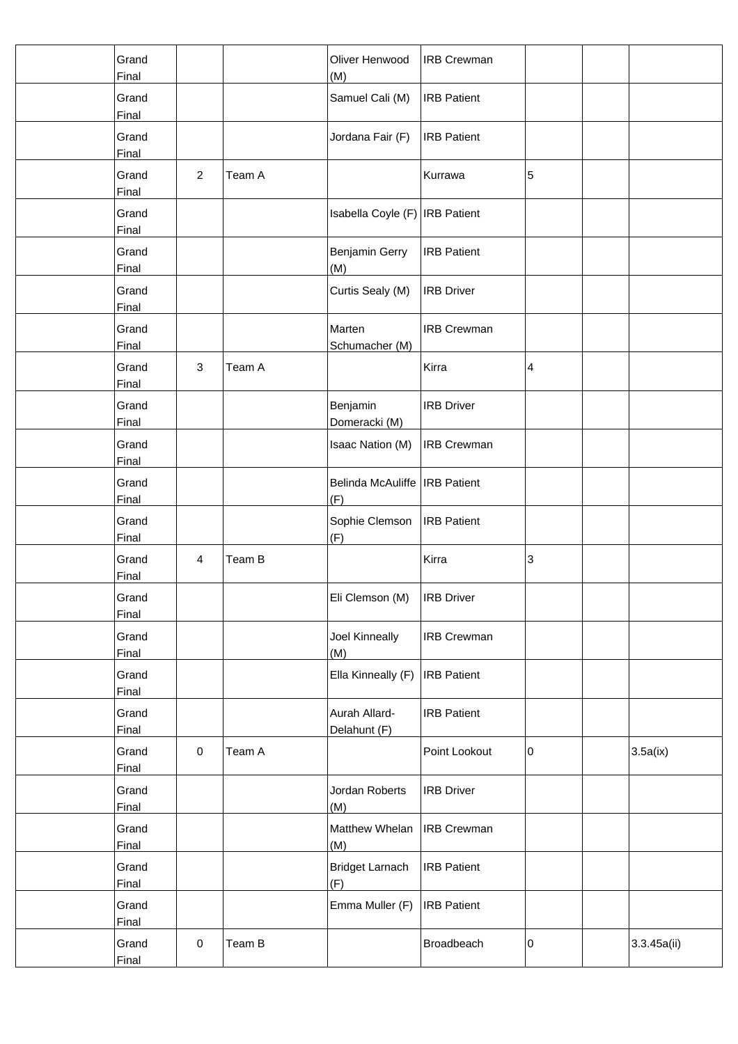| | | | | | | | | |
|---|---|---|---|---|---|---|---|---|
| | Grand Final | | | Oliver Henwood (M) | IRB Crewman | | | |
| | Grand Final | | | Samuel Cali (M) | IRB Patient | | | |
| | Grand Final | | | Jordana Fair (F) | IRB Patient | | | |
| | Grand Final | 2 | Team A | | Kurrawa | 5 | | |
| | Grand Final | | | Isabella Coyle (F) | IRB Patient | | | |
| | Grand Final | | | Benjamin Gerry (M) | IRB Patient | | | |
| | Grand Final | | | Curtis Sealy (M) | IRB Driver | | | |
| | Grand Final | | | Marten Schumacher (M) | IRB Crewman | | | |
| | Grand Final | 3 | Team A | | Kirra | 4 | | |
| | Grand Final | | | Benjamin Domeracki (M) | IRB Driver | | | |
| | Grand Final | | | Isaac Nation (M) | IRB Crewman | | | |
| | Grand Final | | | Belinda McAuliffe (F) | IRB Patient | | | |
| | Grand Final | | | Sophie Clemson (F) | IRB Patient | | | |
| | Grand Final | 4 | Team B | | Kirra | 3 | | |
| | Grand Final | | | Eli Clemson (M) | IRB Driver | | | |
| | Grand Final | | | Joel Kinneally (M) | IRB Crewman | | | |
| | Grand Final | | | Ella Kinneally (F) | IRB Patient | | | |
| | Grand Final | | | Aurah Allard-Delahunt (F) | IRB Patient | | | |
| | Grand Final | 0 | Team A | | Point Lookout | 0 | | 3.5a(ix) |
| | Grand Final | | | Jordan Roberts (M) | IRB Driver | | | |
| | Grand Final | | | Matthew Whelan (M) | IRB Crewman | | | |
| | Grand Final | | | Bridget Larnach (F) | IRB Patient | | | |
| | Grand Final | | | Emma Muller (F) | IRB Patient | | | |
| | Grand Final | 0 | Team B | | Broadbeach | 0 | | 3.3.45a(ii) |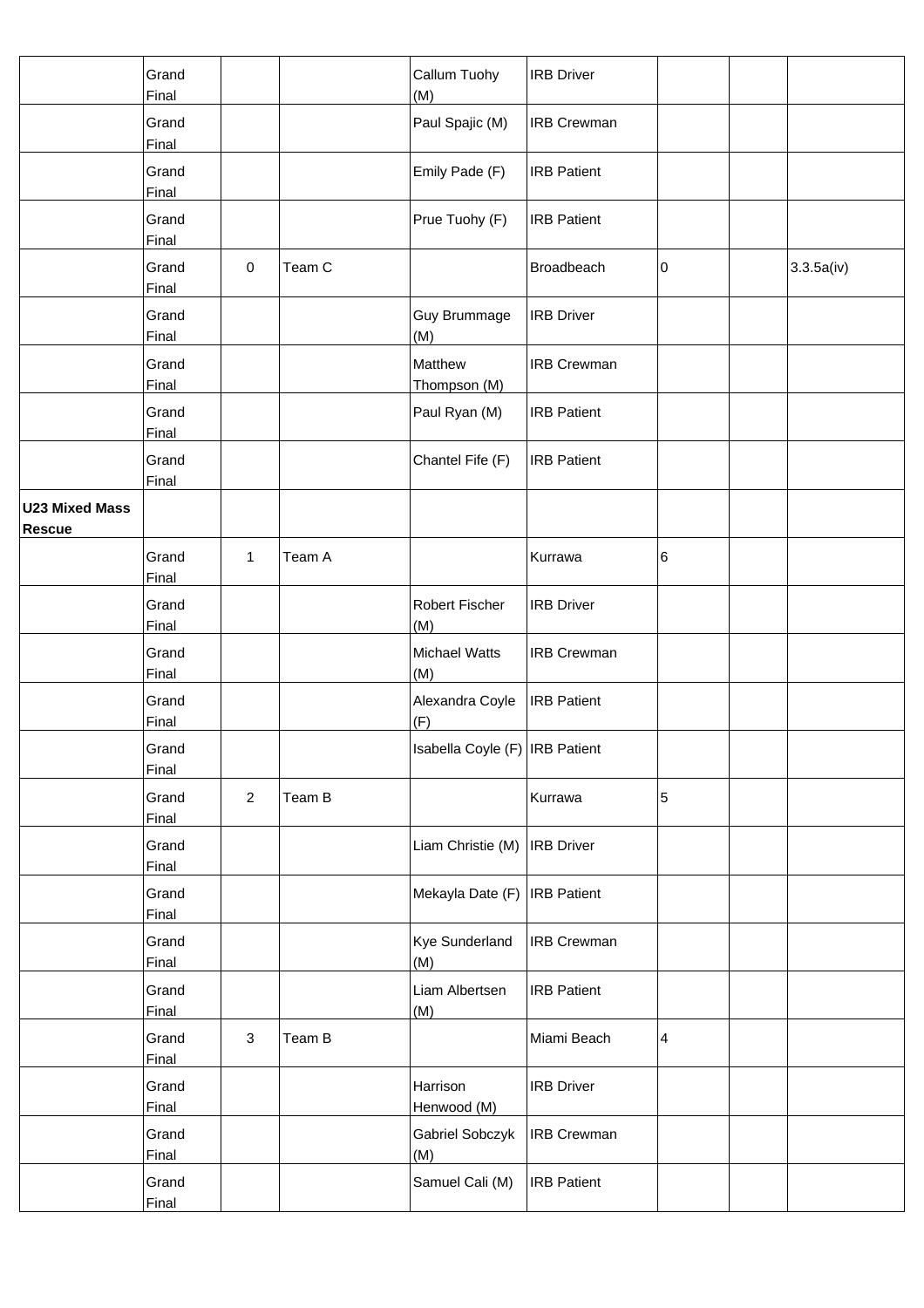|  |  |  |  |  |  |  |  |  |
|---|---|---|---|---|---|---|---|---|
|  | Grand Final |  |  | Callum Tuohy (M) | IRB Driver |  |  |  |
|  | Grand Final |  |  | Paul Spajic (M) | IRB Crewman |  |  |  |
|  | Grand Final |  |  | Emily Pade (F) | IRB Patient |  |  |  |
|  | Grand Final |  |  | Prue Tuohy (F) | IRB Patient |  |  |  |
|  | Grand Final | 0 | Team C |  | Broadbeach | 0 |  | 3.3.5a(iv) |
|  | Grand Final |  |  | Guy Brummage (M) | IRB Driver |  |  |  |
|  | Grand Final |  |  | Matthew Thompson (M) | IRB Crewman |  |  |  |
|  | Grand Final |  |  | Paul Ryan (M) | IRB Patient |  |  |  |
|  | Grand Final |  |  | Chantel Fife (F) | IRB Patient |  |  |  |
| **U23 Mixed Mass Rescue** |  |  |  |  |  |  |  |  |
|  | Grand Final | 1 | Team A |  | Kurrawa | 6 |  |  |
|  | Grand Final |  |  | Robert Fischer (M) | IRB Driver |  |  |  |
|  | Grand Final |  |  | Michael Watts (M) | IRB Crewman |  |  |  |
|  | Grand Final |  |  | Alexandra Coyle (F) | IRB Patient |  |  |  |
|  | Grand Final |  |  | Isabella Coyle (F) | IRB Patient |  |  |  |
|  | Grand Final | 2 | Team B |  | Kurrawa | 5 |  |  |
|  | Grand Final |  |  | Liam Christie (M) | IRB Driver |  |  |  |
|  | Grand Final |  |  | Mekayla Date (F) | IRB Patient |  |  |  |
|  | Grand Final |  |  | Kye Sunderland (M) | IRB Crewman |  |  |  |
|  | Grand Final |  |  | Liam Albertsen (M) | IRB Patient |  |  |  |
|  | Grand Final | 3 | Team B |  | Miami Beach | 4 |  |  |
|  | Grand Final |  |  | Harrison Henwood (M) | IRB Driver |  |  |  |
|  | Grand Final |  |  | Gabriel Sobczyk (M) | IRB Crewman |  |  |  |
|  | Grand Final |  |  | Samuel Cali (M) | IRB Patient |  |  |  |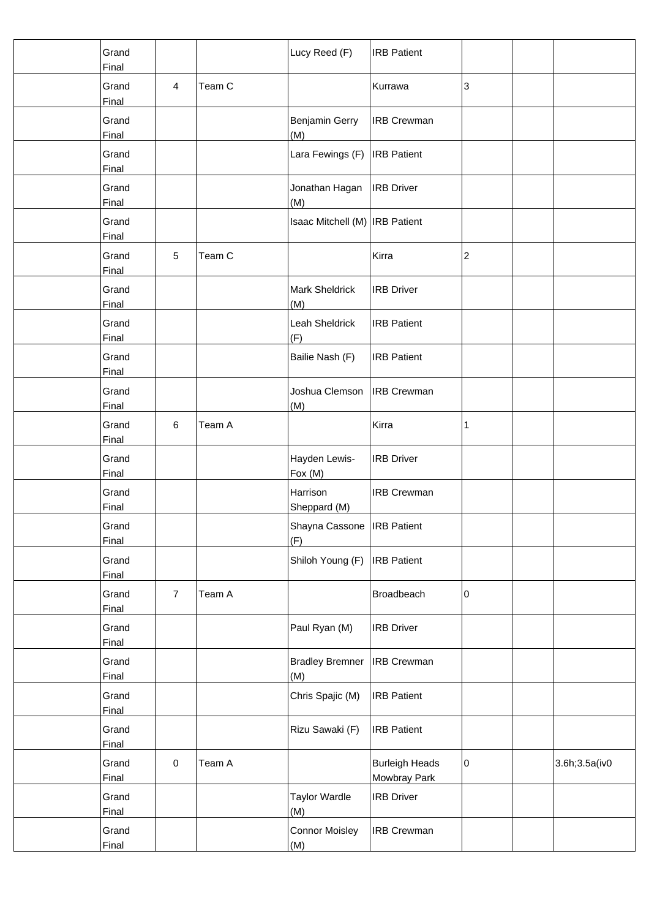|  | Grand Final |  |  | Lucy Reed (F) | IRB Patient |  |  |  |
|---|---|---|---|---|---|---|---|---|
|  | Grand Final | 4 | Team C |  | Kurrawa | 3 |  |  |
|  | Grand Final |  |  | Benjamin Gerry (M) | IRB Crewman |  |  |  |
|  | Grand Final |  |  | Lara Fewings (F) | IRB Patient |  |  |  |
|  | Grand Final |  |  | Jonathan Hagan (M) | IRB Driver |  |  |  |
|  | Grand Final |  |  | Isaac Mitchell (M) | IRB Patient |  |  |  |
|  | Grand Final | 5 | Team C |  | Kirra | 2 |  |  |
|  | Grand Final |  |  | Mark Sheldrick (M) | IRB Driver |  |  |  |
|  | Grand Final |  |  | Leah Sheldrick (F) | IRB Patient |  |  |  |
|  | Grand Final |  |  | Bailie Nash (F) | IRB Patient |  |  |  |
|  | Grand Final |  |  | Joshua Clemson (M) | IRB Crewman |  |  |  |
|  | Grand Final | 6 | Team A |  | Kirra | 1 |  |  |
|  | Grand Final |  |  | Hayden Lewis-Fox (M) | IRB Driver |  |  |  |
|  | Grand Final |  |  | Harrison Sheppard (M) | IRB Crewman |  |  |  |
|  | Grand Final |  |  | Shayna Cassone (F) | IRB Patient |  |  |  |
|  | Grand Final |  |  | Shiloh Young (F) | IRB Patient |  |  |  |
|  | Grand Final | 7 | Team A |  | Broadbeach | 0 |  |  |
|  | Grand Final |  |  | Paul Ryan (M) | IRB Driver |  |  |  |
|  | Grand Final |  |  | Bradley Bremner (M) | IRB Crewman |  |  |  |
|  | Grand Final |  |  | Chris Spajic (M) | IRB Patient |  |  |  |
|  | Grand Final |  |  | Rizu Sawaki (F) | IRB Patient |  |  |  |
|  | Grand Final | 0 | Team A |  | Burleigh Heads Mowbray Park | 0 |  | 3.6h;3.5a(iv0 |
|  | Grand Final |  |  | Taylor Wardle (M) | IRB Driver |  |  |  |
|  | Grand Final |  |  | Connor Moisley (M) | IRB Crewman |  |  |  |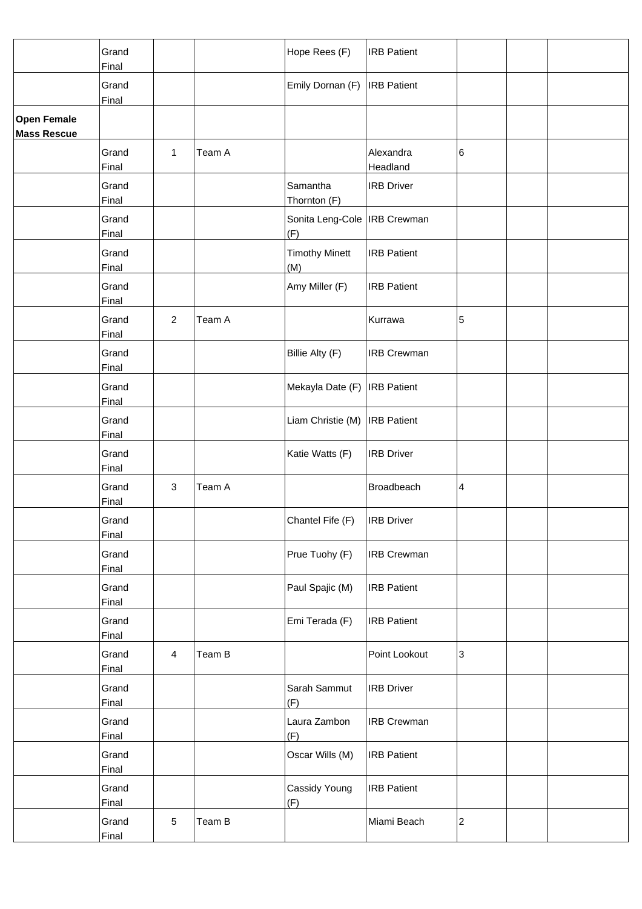| | | | | | | | | |
|---|---|---|---|---|---|---|---|---|
| | Grand Final | | | Hope Rees (F) | IRB Patient | | | |
| | Grand Final | | | Emily Dornan (F) | IRB Patient | | | |
| **Open Female Mass Rescue** | | | | | | | | |
| | Grand Final | 1 | Team A | | Alexandra Headland | 6 | | |
| | Grand Final | | | Samantha Thornton (F) | IRB Driver | | | |
| | Grand Final | | | Sonita Leng-Cole (F) | IRB Crewman | | | |
| | Grand Final | | | Timothy Minett (M) | IRB Patient | | | |
| | Grand Final | | | Amy Miller (F) | IRB Patient | | | |
| | Grand Final | 2 | Team A | | Kurrawa | 5 | | |
| | Grand Final | | | Billie Alty (F) | IRB Crewman | | | |
| | Grand Final | | | Mekayla Date (F) | IRB Patient | | | |
| | Grand Final | | | Liam Christie (M) | IRB Patient | | | |
| | Grand Final | | | Katie Watts (F) | IRB Driver | | | |
| | Grand Final | 3 | Team A | | Broadbeach | 4 | | |
| | Grand Final | | | Chantel Fife (F) | IRB Driver | | | |
| | Grand Final | | | Prue Tuohy (F) | IRB Crewman | | | |
| | Grand Final | | | Paul Spajic (M) | IRB Patient | | | |
| | Grand Final | | | Emi Terada (F) | IRB Patient | | | |
| | Grand Final | 4 | Team B | | Point Lookout | 3 | | |
| | Grand Final | | | Sarah Sammut (F) | IRB Driver | | | |
| | Grand Final | | | Laura Zambon (F) | IRB Crewman | | | |
| | Grand Final | | | Oscar Wills (M) | IRB Patient | | | |
| | Grand Final | | | Cassidy Young (F) | IRB Patient | | | |
| | Grand Final | 5 | Team B | | Miami Beach | 2 | | |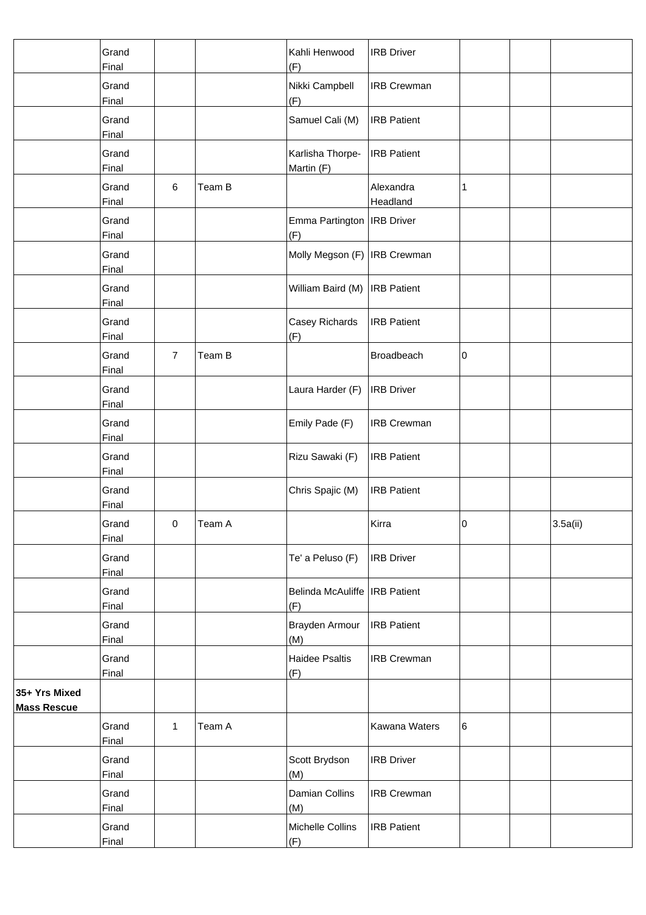| | | | | | | | | |
|---|---|---|---|---|---|---|---|---|
| | Grand Final | | | Kahli Henwood (F) | IRB Driver | | | |
| | Grand Final | | | Nikki Campbell (F) | IRB Crewman | | | |
| | Grand Final | | | Samuel Cali (M) | IRB Patient | | | |
| | Grand Final | | | Karlisha Thorpe-Martin (F) | IRB Patient | | | |
| | Grand Final | 6 | Team B | | Alexandra Headland | 1 | | |
| | Grand Final | | | Emma Partington (F) | IRB Driver | | | |
| | Grand Final | | | Molly Megson (F) | IRB Crewman | | | |
| | Grand Final | | | William Baird (M) | IRB Patient | | | |
| | Grand Final | | | Casey Richards (F) | IRB Patient | | | |
| | Grand Final | 7 | Team B | | Broadbeach | 0 | | |
| | Grand Final | | | Laura Harder (F) | IRB Driver | | | |
| | Grand Final | | | Emily Pade (F) | IRB Crewman | | | |
| | Grand Final | | | Rizu Sawaki (F) | IRB Patient | | | |
| | Grand Final | | | Chris Spajic (M) | IRB Patient | | | |
| | Grand Final | 0 | Team A | | Kirra | 0 | | 3.5a(ii) |
| | Grand Final | | | Te' a Peluso (F) | IRB Driver | | | |
| | Grand Final | | | Belinda McAuliffe (F) | IRB Patient | | | |
| | Grand Final | | | Brayden Armour (M) | IRB Patient | | | |
| | Grand Final | | | Haidee Psaltis (F) | IRB Crewman | | | |
| **35+ Yrs Mixed Mass Rescue** | | | | | | | | |
| | Grand Final | 1 | Team A | | Kawana Waters | 6 | | |
| | Grand Final | | | Scott Brydson (M) | IRB Driver | | | |
| | Grand Final | | | Damian Collins (M) | IRB Crewman | | | |
| | Grand Final | | | Michelle Collins (F) | IRB Patient | | | |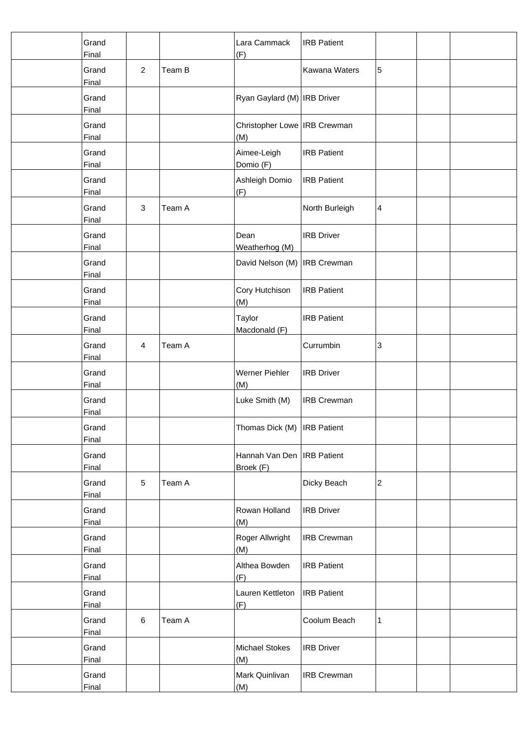|  |  |  |  |  |  |  |  |  |
|---|---|---|---|---|---|---|---|---|
|  | Grand Final |  |  | Lara Cammack (F) | IRB Patient |  |  |  |
|  | Grand Final | 2 | Team B |  | Kawana Waters | 5 |  |  |
|  | Grand Final |  |  | Ryan Gaylard (M) | IRB Driver |  |  |  |
|  | Grand Final |  |  | Christopher Lowe (M) | IRB Crewman |  |  |  |
|  | Grand Final |  |  | Aimee-Leigh Domio (F) | IRB Patient |  |  |  |
|  | Grand Final |  |  | Ashleigh Domio (F) | IRB Patient |  |  |  |
|  | Grand Final | 3 | Team A |  | North Burleigh | 4 |  |  |
|  | Grand Final |  |  | Dean Weatherhog (M) | IRB Driver |  |  |  |
|  | Grand Final |  |  | David Nelson (M) | IRB Crewman |  |  |  |
|  | Grand Final |  |  | Cory Hutchison (M) | IRB Patient |  |  |  |
|  | Grand Final |  |  | Taylor Macdonald (F) | IRB Patient |  |  |  |
|  | Grand Final | 4 | Team A |  | Currumbin | 3 |  |  |
|  | Grand Final |  |  | Werner Piehler (M) | IRB Driver |  |  |  |
|  | Grand Final |  |  | Luke Smith (M) | IRB Crewman |  |  |  |
|  | Grand Final |  |  | Thomas Dick (M) | IRB Patient |  |  |  |
|  | Grand Final |  |  | Hannah Van Den Broek (F) | IRB Patient |  |  |  |
|  | Grand Final | 5 | Team A |  | Dicky Beach | 2 |  |  |
|  | Grand Final |  |  | Rowan Holland (M) | IRB Driver |  |  |  |
|  | Grand Final |  |  | Roger Allwright (M) | IRB Crewman |  |  |  |
|  | Grand Final |  |  | Althea Bowden (F) | IRB Patient |  |  |  |
|  | Grand Final |  |  | Lauren Kettleton (F) | IRB Patient |  |  |  |
|  | Grand Final | 6 | Team A |  | Coolum Beach | 1 |  |  |
|  | Grand Final |  |  | Michael Stokes (M) | IRB Driver |  |  |  |
|  | Grand Final |  |  | Mark Quinlivan (M) | IRB Crewman |  |  |  |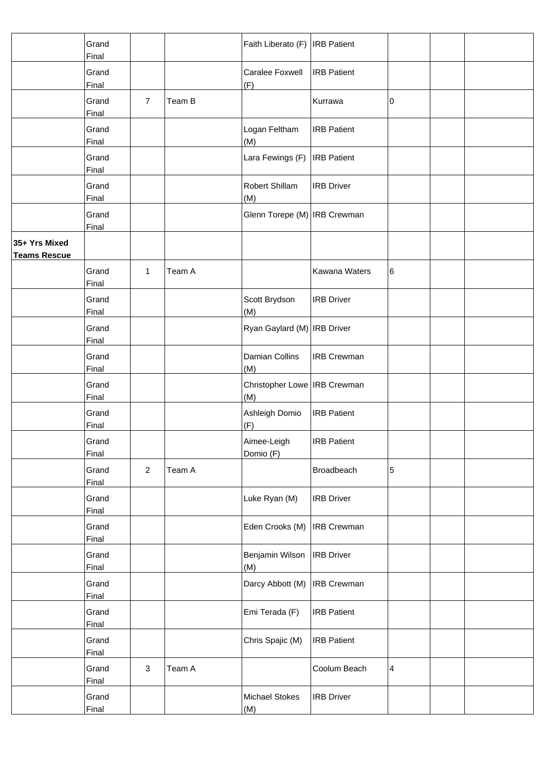| | | | | | | | | |
|---|---|---|---|---|---|---|---|---|
| | Grand Final | | | Faith Liberato (F) | IRB Patient | | | |
| | Grand Final | | | Caralee Foxwell (F) | IRB Patient | | | |
| | Grand Final | 7 | Team B | | Kurrawa | 0 | | |
| | Grand Final | | | Logan Feltham (M) | IRB Patient | | | |
| | Grand Final | | | Lara Fewings (F) | IRB Patient | | | |
| | Grand Final | | | Robert Shillam (M) | IRB Driver | | | |
| | Grand Final | | | Glenn Torepe (M) | IRB Crewman | | | |
| **35+ Yrs Mixed Teams Rescue** | | | | | | | | |
| | Grand Final | 1 | Team A | | Kawana Waters | 6 | | |
| | Grand Final | | | Scott Brydson (M) | IRB Driver | | | |
| | Grand Final | | | Ryan Gaylard (M) | IRB Driver | | | |
| | Grand Final | | | Damian Collins (M) | IRB Crewman | | | |
| | Grand Final | | | Christopher Lowe (M) | IRB Crewman | | | |
| | Grand Final | | | Ashleigh Domio (F) | IRB Patient | | | |
| | Grand Final | | | Aimee-Leigh Domio (F) | IRB Patient | | | |
| | Grand Final | 2 | Team A | | Broadbeach | 5 | | |
| | Grand Final | | | Luke Ryan (M) | IRB Driver | | | |
| | Grand Final | | | Eden Crooks (M) | IRB Crewman | | | |
| | Grand Final | | | Benjamin Wilson (M) | IRB Driver | | | |
| | Grand Final | | | Darcy Abbott (M) | IRB Crewman | | | |
| | Grand Final | | | Emi Terada (F) | IRB Patient | | | |
| | Grand Final | | | Chris Spajic (M) | IRB Patient | | | |
| | Grand Final | 3 | Team A | | Coolum Beach | 4 | | |
| | Grand Final | | | Michael Stokes (M) | IRB Driver | | | |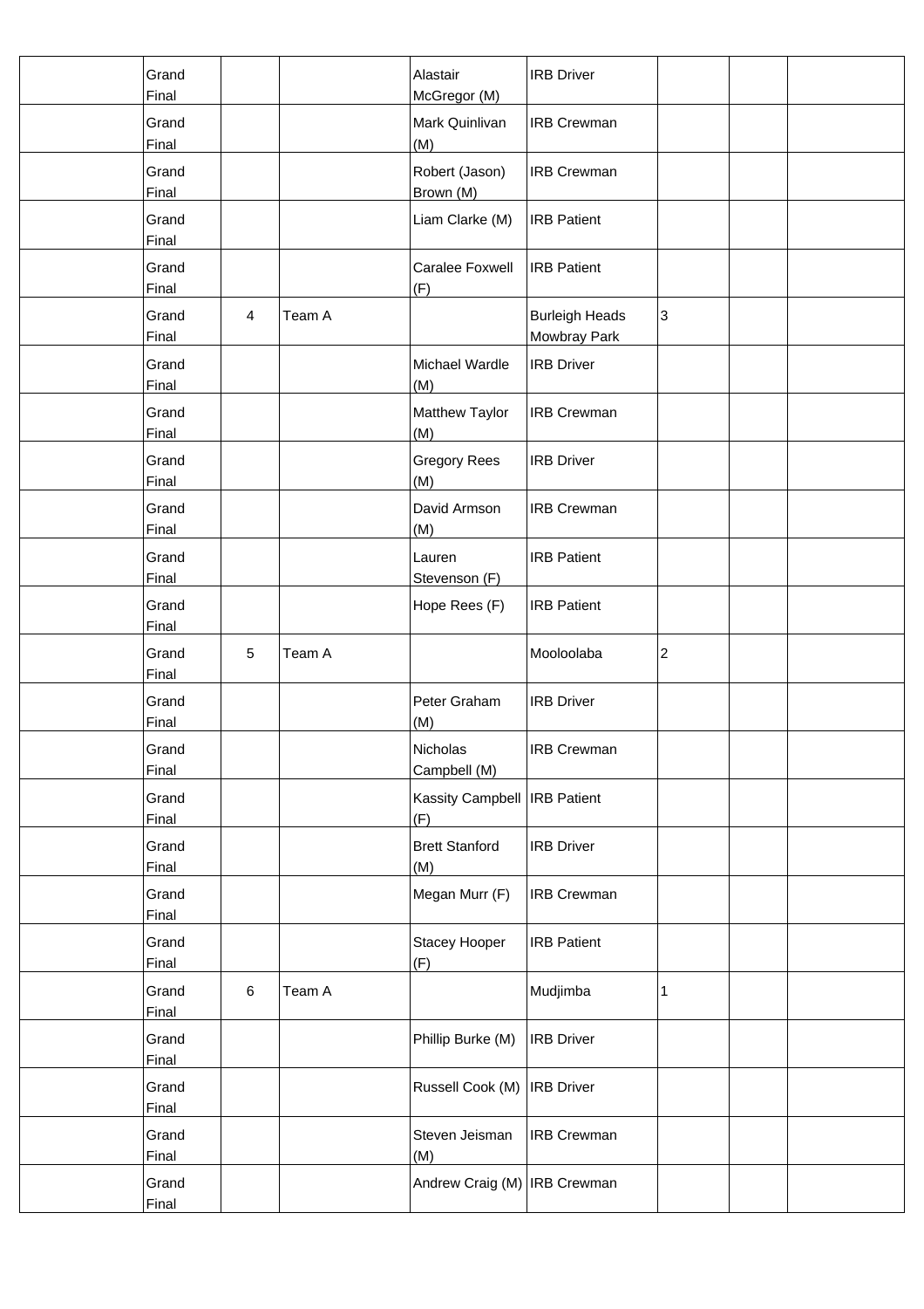| | | | | | | | |
|---|---|---|---|---|---|---|---|
| | Grand Final | | | Alastair McGregor (M) | IRB Driver | | | |
| | Grand Final | | | Mark Quinlivan (M) | IRB Crewman | | | |
| | Grand Final | | | Robert (Jason) Brown (M) | IRB Crewman | | | |
| | Grand Final | | | Liam Clarke (M) | IRB Patient | | | |
| | Grand Final | | | Caralee Foxwell (F) | IRB Patient | | | |
| | Grand Final | 4 | Team A | | Burleigh Heads Mowbray Park | 3 | | |
| | Grand Final | | | Michael Wardle (M) | IRB Driver | | | |
| | Grand Final | | | Matthew Taylor (M) | IRB Crewman | | | |
| | Grand Final | | | Gregory Rees (M) | IRB Driver | | | |
| | Grand Final | | | David Armson (M) | IRB Crewman | | | |
| | Grand Final | | | Lauren Stevenson (F) | IRB Patient | | | |
| | Grand Final | | | Hope Rees (F) | IRB Patient | | | |
| | Grand Final | 5 | Team A | | Mooloolaba | 2 | | |
| | Grand Final | | | Peter Graham (M) | IRB Driver | | | |
| | Grand Final | | | Nicholas Campbell (M) | IRB Crewman | | | |
| | Grand Final | | | Kassity Campbell (F) | IRB Patient | | | |
| | Grand Final | | | Brett Stanford (M) | IRB Driver | | | |
| | Grand Final | | | Megan Murr (F) | IRB Crewman | | | |
| | Grand Final | | | Stacey Hooper (F) | IRB Patient | | | |
| | Grand Final | 6 | Team A | | Mudjimba | 1 | | |
| | Grand Final | | | Phillip Burke (M) | IRB Driver | | | |
| | Grand Final | | | Russell Cook (M) | IRB Driver | | | |
| | Grand Final | | | Steven Jeisman (M) | IRB Crewman | | | |
| | Grand Final | | | Andrew Craig (M) | IRB Crewman | | | |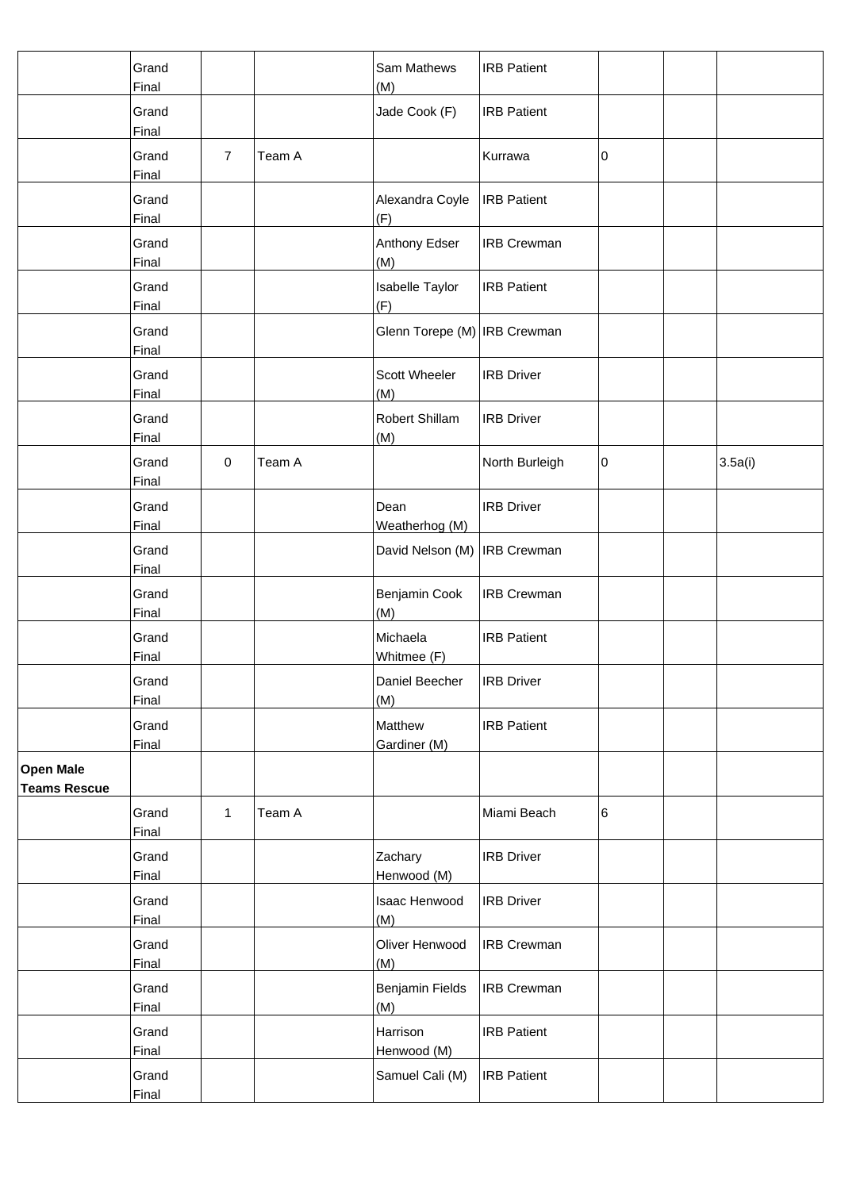| | | | | | | | | |
|---|---|---|---|---|---|---|---|---|
| | Grand Final | | | Sam Mathews (M) | IRB Patient | | | |
| | Grand Final | | | Jade Cook (F) | IRB Patient | | | |
| | Grand Final | 7 | Team A | | Kurrawa | 0 | | |
| | Grand Final | | | Alexandra Coyle (F) | IRB Patient | | | |
| | Grand Final | | | Anthony Edser (M) | IRB Crewman | | | |
| | Grand Final | | | Isabelle Taylor (F) | IRB Patient | | | |
| | Grand Final | | | Glenn Torepe (M) | IRB Crewman | | | |
| | Grand Final | | | Scott Wheeler (M) | IRB Driver | | | |
| | Grand Final | | | Robert Shillam (M) | IRB Driver | | | |
| | Grand Final | 0 | Team A | | North Burleigh | 0 | | 3.5a(i) |
| | Grand Final | | | Dean Weatherhog (M) | IRB Driver | | | |
| | Grand Final | | | David Nelson (M) | IRB Crewman | | | |
| | Grand Final | | | Benjamin Cook (M) | IRB Crewman | | | |
| | Grand Final | | | Michaela Whitmee (F) | IRB Patient | | | |
| | Grand Final | | | Daniel Beecher (M) | IRB Driver | | | |
| | Grand Final | | | Matthew Gardiner (M) | IRB Patient | | | |
| **Open Male Teams Rescue** | | | | | | | | |
| | Grand Final | 1 | Team A | | Miami Beach | 6 | | |
| | Grand Final | | | Zachary Henwood (M) | IRB Driver | | | |
| | Grand Final | | | Isaac Henwood (M) | IRB Driver | | | |
| | Grand Final | | | Oliver Henwood (M) | IRB Crewman | | | |
| | Grand Final | | | Benjamin Fields (M) | IRB Crewman | | | |
| | Grand Final | | | Harrison Henwood (M) | IRB Patient | | | |
| | Grand Final | | | Samuel Cali (M) | IRB Patient | | | |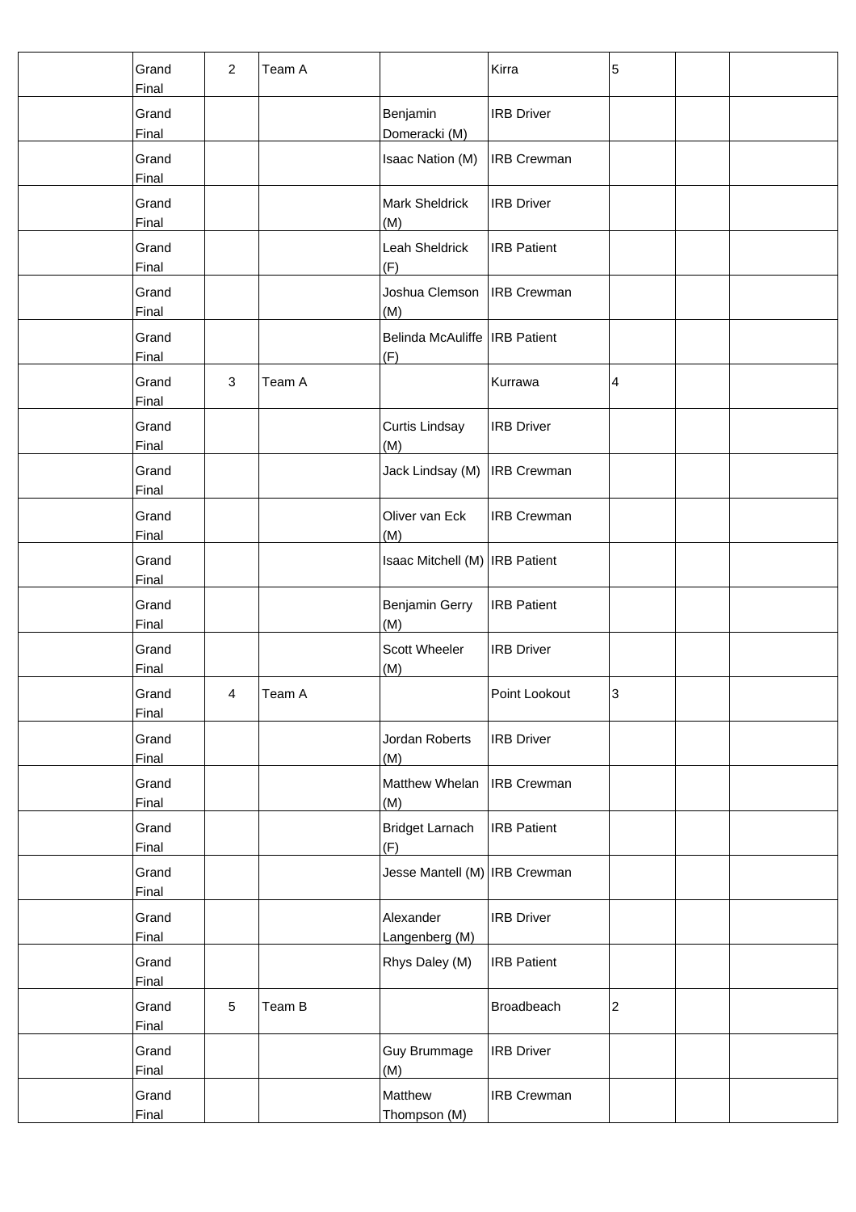|  |  |  |  |  |  |  |  |  |
|---|---|---|---|---|---|---|---|---|
|  | Grand Final | 2 | Team A |  | Kirra | 5 |  |  |
|  | Grand Final |  |  | Benjamin Domeracki (M) | IRB Driver |  |  |  |
|  | Grand Final |  |  | Isaac Nation (M) | IRB Crewman |  |  |  |
|  | Grand Final |  |  | Mark Sheldrick (M) | IRB Driver |  |  |  |
|  | Grand Final |  |  | Leah Sheldrick (F) | IRB Patient |  |  |  |
|  | Grand Final |  |  | Joshua Clemson (M) | IRB Crewman |  |  |  |
|  | Grand Final |  |  | Belinda McAuliffe (F) | IRB Patient |  |  |  |
|  | Grand Final | 3 | Team A |  | Kurrawa | 4 |  |  |
|  | Grand Final |  |  | Curtis Lindsay (M) | IRB Driver |  |  |  |
|  | Grand Final |  |  | Jack Lindsay (M) | IRB Crewman |  |  |  |
|  | Grand Final |  |  | Oliver van Eck (M) | IRB Crewman |  |  |  |
|  | Grand Final |  |  | Isaac Mitchell (M) | IRB Patient |  |  |  |
|  | Grand Final |  |  | Benjamin Gerry (M) | IRB Patient |  |  |  |
|  | Grand Final |  |  | Scott Wheeler (M) | IRB Driver |  |  |  |
|  | Grand Final | 4 | Team A |  | Point Lookout | 3 |  |  |
|  | Grand Final |  |  | Jordan Roberts (M) | IRB Driver |  |  |  |
|  | Grand Final |  |  | Matthew Whelan (M) | IRB Crewman |  |  |  |
|  | Grand Final |  |  | Bridget Larnach (F) | IRB Patient |  |  |  |
|  | Grand Final |  |  | Jesse Mantell (M) | IRB Crewman |  |  |  |
|  | Grand Final |  |  | Alexander Langenberg (M) | IRB Driver |  |  |  |
|  | Grand Final |  |  | Rhys Daley (M) | IRB Patient |  |  |  |
|  | Grand Final | 5 | Team B |  | Broadbeach | 2 |  |  |
|  | Grand Final |  |  | Guy Brummage (M) | IRB Driver |  |  |  |
|  | Grand Final |  |  | Matthew Thompson (M) | IRB Crewman |  |  |  |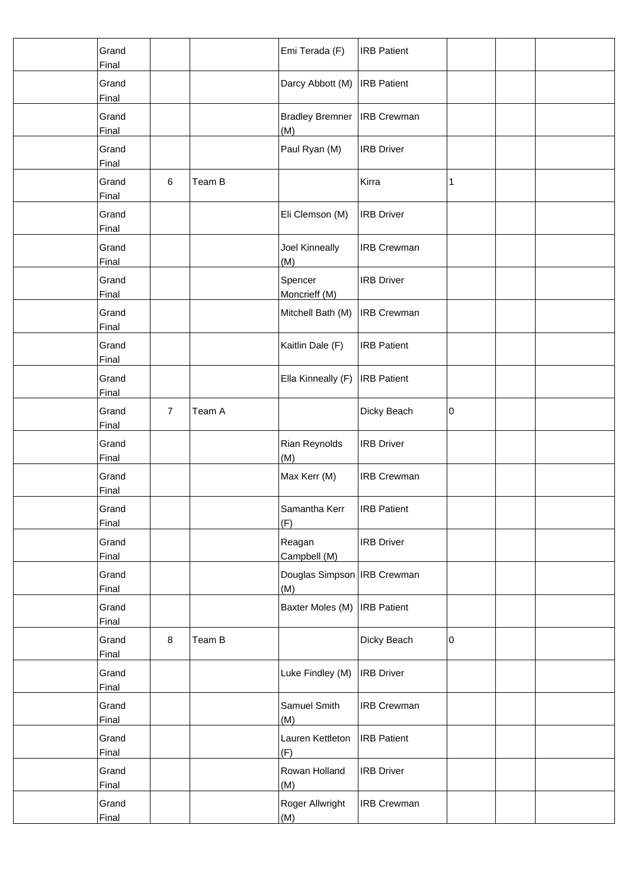| | | | | | | | | |
|---|---|---|---|---|---|---|---|---|
| | Grand Final | | | Emi Terada (F) | IRB Patient | | | |
| | Grand Final | | | Darcy Abbott (M) | IRB Patient | | | |
| | Grand Final | | | Bradley Bremner (M) | IRB Crewman | | | |
| | Grand Final | | | Paul Ryan (M) | IRB Driver | | | |
| | Grand Final | 6 | Team B | | Kirra | 1 | | |
| | Grand Final | | | Eli Clemson (M) | IRB Driver | | | |
| | Grand Final | | | Joel Kinneally (M) | IRB Crewman | | | |
| | Grand Final | | | Spencer Moncrieff (M) | IRB Driver | | | |
| | Grand Final | | | Mitchell Bath (M) | IRB Crewman | | | |
| | Grand Final | | | Kaitlin Dale (F) | IRB Patient | | | |
| | Grand Final | | | Ella Kinneally (F) | IRB Patient | | | |
| | Grand Final | 7 | Team A | | Dicky Beach | 0 | | |
| | Grand Final | | | Rian Reynolds (M) | IRB Driver | | | |
| | Grand Final | | | Max Kerr (M) | IRB Crewman | | | |
| | Grand Final | | | Samantha Kerr (F) | IRB Patient | | | |
| | Grand Final | | | Reagan Campbell (M) | IRB Driver | | | |
| | Grand Final | | | Douglas Simpson (M) | IRB Crewman | | | |
| | Grand Final | | | Baxter Moles (M) | IRB Patient | | | |
| | Grand Final | 8 | Team B | | Dicky Beach | 0 | | |
| | Grand Final | | | Luke Findley (M) | IRB Driver | | | |
| | Grand Final | | | Samuel Smith (M) | IRB Crewman | | | |
| | Grand Final | | | Lauren Kettleton (F) | IRB Patient | | | |
| | Grand Final | | | Rowan Holland (M) | IRB Driver | | | |
| | Grand Final | | | Roger Allwright (M) | IRB Crewman | | | |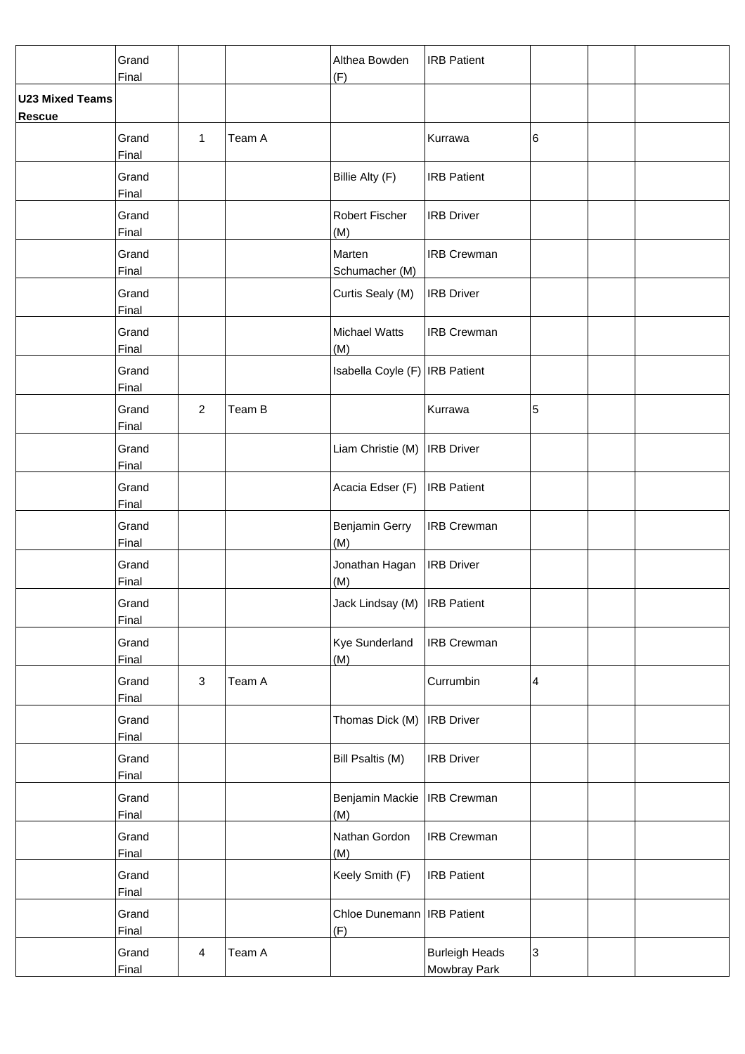| | | | | | | | | |
|---|---|---|---|---|---|---|---|---|
| | Grand Final | | | Althea Bowden (F) | IRB Patient | | | |
| **U23 Mixed Teams Rescue** | | | | | | | | |
| | Grand Final | 1 | Team A | | Kurrawa | 6 | | |
| | Grand Final | | | Billie Alty (F) | IRB Patient | | | |
| | Grand Final | | | Robert Fischer (M) | IRB Driver | | | |
| | Grand Final | | | Marten Schumacher (M) | IRB Crewman | | | |
| | Grand Final | | | Curtis Sealy (M) | IRB Driver | | | |
| | Grand Final | | | Michael Watts (M) | IRB Crewman | | | |
| | Grand Final | | | Isabella Coyle (F) | IRB Patient | | | |
| | Grand Final | 2 | Team B | | Kurrawa | 5 | | |
| | Grand Final | | | Liam Christie (M) | IRB Driver | | | |
| | Grand Final | | | Acacia Edser (F) | IRB Patient | | | |
| | Grand Final | | | Benjamin Gerry (M) | IRB Crewman | | | |
| | Grand Final | | | Jonathan Hagan (M) | IRB Driver | | | |
| | Grand Final | | | Jack Lindsay (M) | IRB Patient | | | |
| | Grand Final | | | Kye Sunderland (M) | IRB Crewman | | | |
| | Grand Final | 3 | Team A | | Currumbin | 4 | | |
| | Grand Final | | | Thomas Dick (M) | IRB Driver | | | |
| | Grand Final | | | Bill Psaltis (M) | IRB Driver | | | |
| | Grand Final | | | Benjamin Mackie (M) | IRB Crewman | | | |
| | Grand Final | | | Nathan Gordon (M) | IRB Crewman | | | |
| | Grand Final | | | Keely Smith (F) | IRB Patient | | | |
| | Grand Final | | | Chloe Dunemann (F) | IRB Patient | | | |
| | Grand Final | 4 | Team A | | Burleigh Heads Mowbray Park | 3 | | |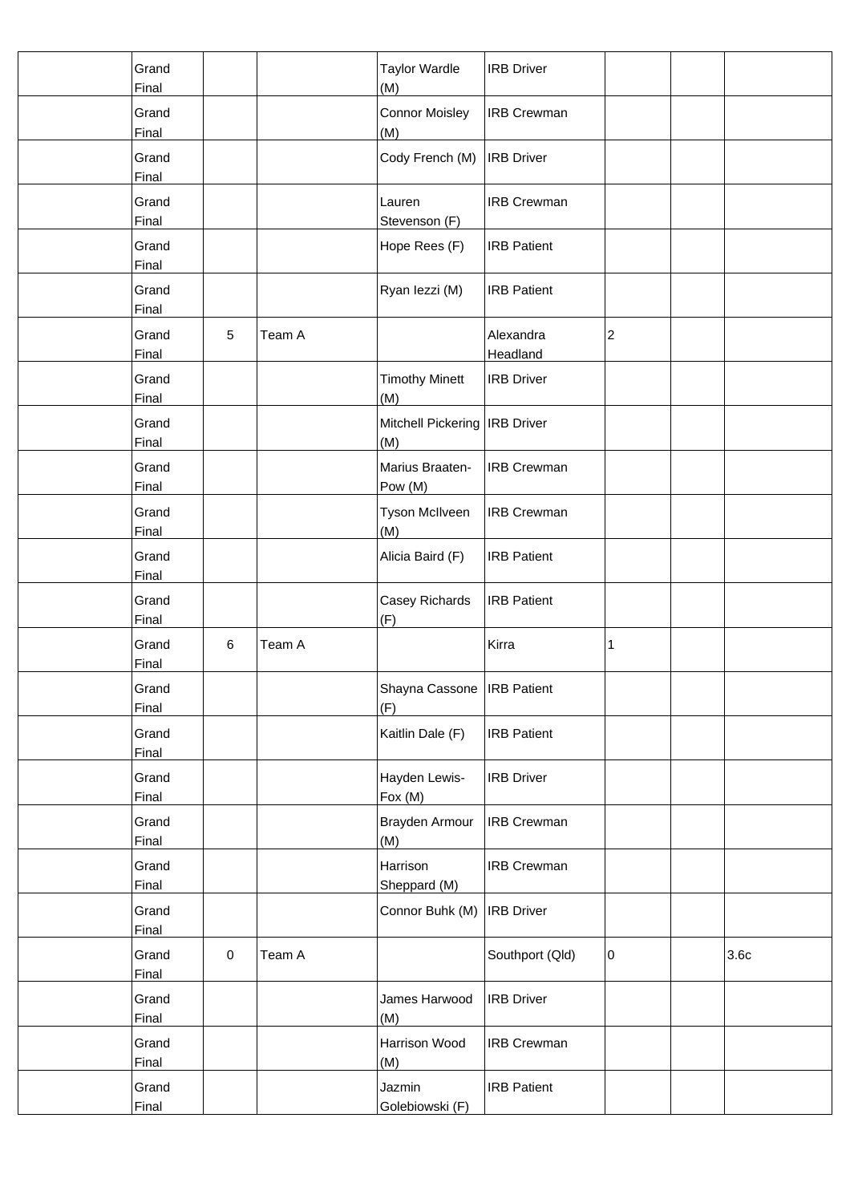|  |  |  |  |  |  |  |  |  |
|---|---|---|---|---|---|---|---|---|
|  | Grand Final |  |  | Taylor Wardle (M) | IRB Driver |  |  |  |
|  | Grand Final |  |  | Connor Moisley (M) | IRB Crewman |  |  |  |
|  | Grand Final |  |  | Cody French (M) | IRB Driver |  |  |  |
|  | Grand Final |  |  | Lauren Stevenson (F) | IRB Crewman |  |  |  |
|  | Grand Final |  |  | Hope Rees (F) | IRB Patient |  |  |  |
|  | Grand Final |  |  | Ryan Iezzi (M) | IRB Patient |  |  |  |
|  | Grand Final | 5 | Team A |  | Alexandra Headland | 2 |  |  |
|  | Grand Final |  |  | Timothy Minett (M) | IRB Driver |  |  |  |
|  | Grand Final |  |  | Mitchell Pickering (M) | IRB Driver |  |  |  |
|  | Grand Final |  |  | Marius Braaten-Pow (M) | IRB Crewman |  |  |  |
|  | Grand Final |  |  | Tyson McIlveen (M) | IRB Crewman |  |  |  |
|  | Grand Final |  |  | Alicia Baird (F) | IRB Patient |  |  |  |
|  | Grand Final |  |  | Casey Richards (F) | IRB Patient |  |  |  |
|  | Grand Final | 6 | Team A |  | Kirra | 1 |  |  |
|  | Grand Final |  |  | Shayna Cassone (F) | IRB Patient |  |  |  |
|  | Grand Final |  |  | Kaitlin Dale (F) | IRB Patient |  |  |  |
|  | Grand Final |  |  | Hayden Lewis-Fox (M) | IRB Driver |  |  |  |
|  | Grand Final |  |  | Brayden Armour (M) | IRB Crewman |  |  |  |
|  | Grand Final |  |  | Harrison Sheppard (M) | IRB Crewman |  |  |  |
|  | Grand Final |  |  | Connor Buhk (M) | IRB Driver |  |  |  |
|  | Grand Final | 0 | Team A |  | Southport (Qld) | 0 |  | 3.6c |
|  | Grand Final |  |  | James Harwood (M) | IRB Driver |  |  |  |
|  | Grand Final |  |  | Harrison Wood (M) | IRB Crewman |  |  |  |
|  | Grand Final |  |  | Jazmin Golebiowski (F) | IRB Patient |  |  |  |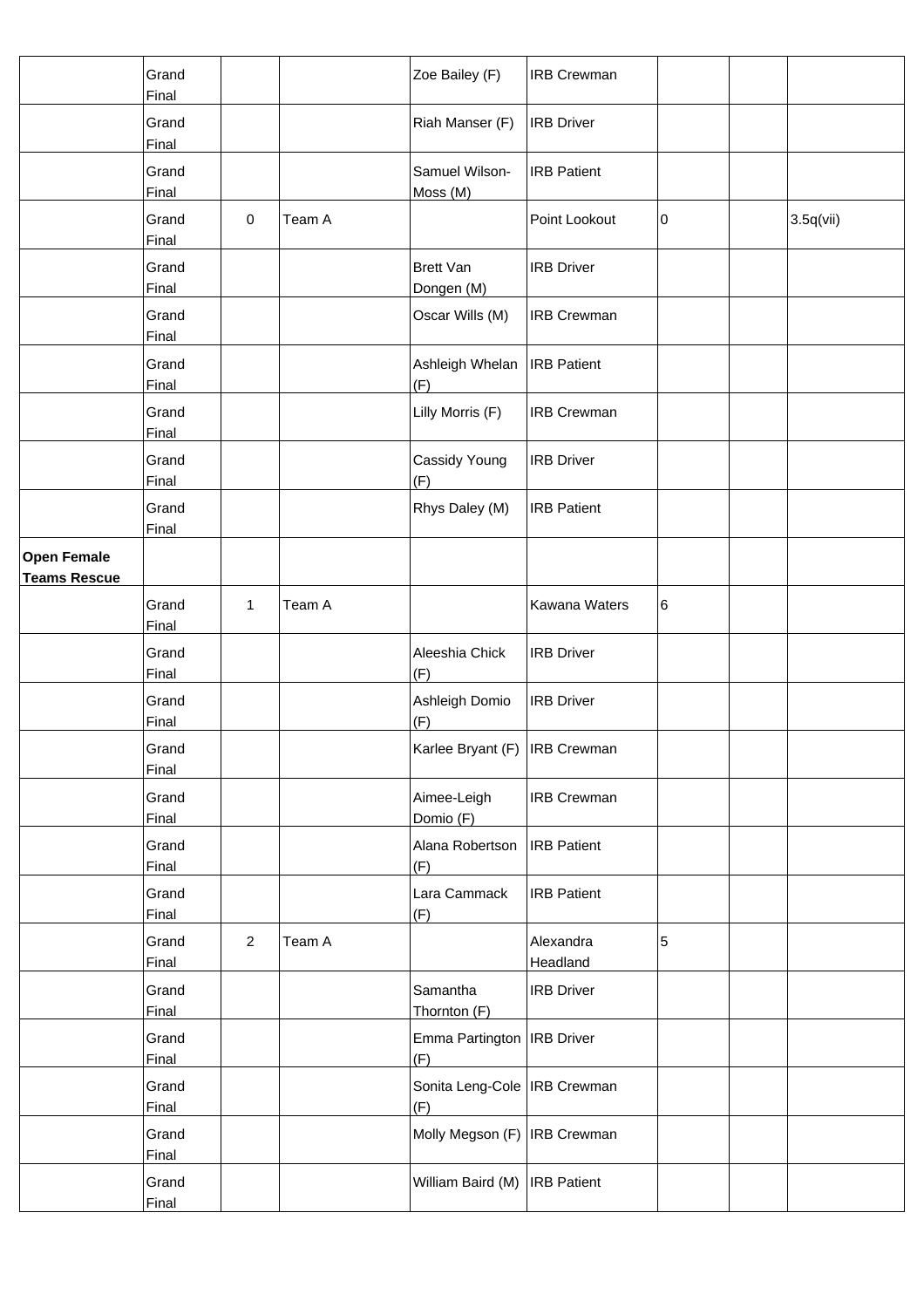| | | | | | | | | |
|---|---|---|---|---|---|---|---|---|
| | Grand Final | | | Zoe Bailey (F) | IRB Crewman | | | |
| | Grand Final | | | Riah Manser (F) | IRB Driver | | | |
| | Grand Final | | | Samuel Wilson-Moss (M) | IRB Patient | | | |
| | Grand Final | 0 | Team A | | Point Lookout | 0 | | 3.5q(vii) |
| | Grand Final | | | Brett Van Dongen (M) | IRB Driver | | | |
| | Grand Final | | | Oscar Wills (M) | IRB Crewman | | | |
| | Grand Final | | | Ashleigh Whelan (F) | IRB Patient | | | |
| | Grand Final | | | Lilly Morris (F) | IRB Crewman | | | |
| | Grand Final | | | Cassidy Young (F) | IRB Driver | | | |
| | Grand Final | | | Rhys Daley (M) | IRB Patient | | | |
| **Open Female Teams Rescue** | | | | | | | | |
| | Grand Final | 1 | Team A | | Kawana Waters | 6 | | |
| | Grand Final | | | Aleeshia Chick (F) | IRB Driver | | | |
| | Grand Final | | | Ashleigh Domio (F) | IRB Driver | | | |
| | Grand Final | | | Karlee Bryant (F) | IRB Crewman | | | |
| | Grand Final | | | Aimee-Leigh Domio (F) | IRB Crewman | | | |
| | Grand Final | | | Alana Robertson (F) | IRB Patient | | | |
| | Grand Final | | | Lara Cammack (F) | IRB Patient | | | |
| | Grand Final | 2 | Team A | | Alexandra Headland | 5 | | |
| | Grand Final | | | Samantha Thornton (F) | IRB Driver | | | |
| | Grand Final | | | Emma Partington (F) | IRB Driver | | | |
| | Grand Final | | | Sonita Leng-Cole (F) | IRB Crewman | | | |
| | Grand Final | | | Molly Megson (F) | IRB Crewman | | | |
| | Grand Final | | | William Baird (M) | IRB Patient | | | |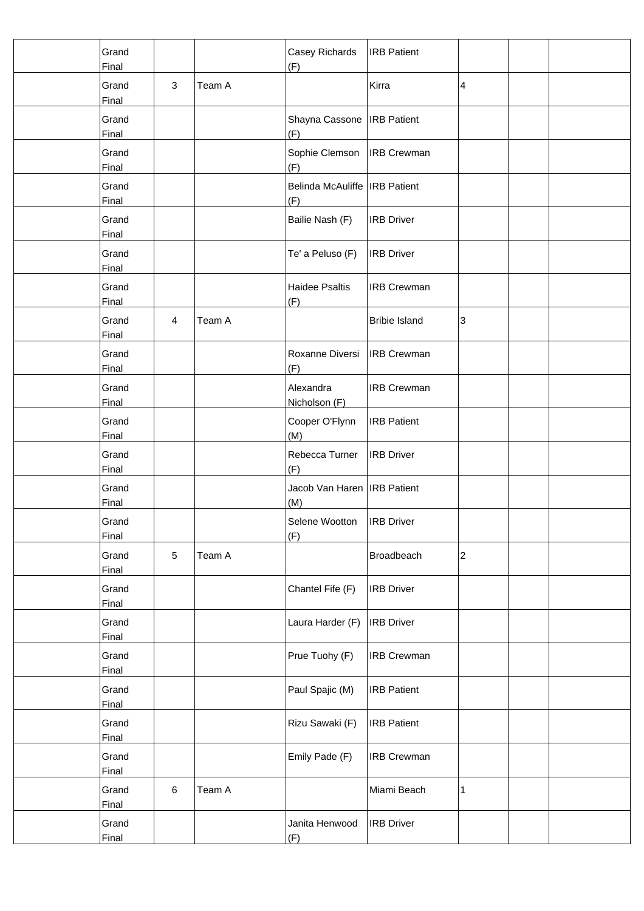| | | | | | | | | |
|---|---|---|---|---|---|---|---|---|
| | Grand Final | | | Casey Richards (F) | IRB Patient | | | |
| | Grand Final | 3 | Team A | | Kirra | 4 | | |
| | Grand Final | | | Shayna Cassone (F) | IRB Patient | | | |
| | Grand Final | | | Sophie Clemson (F) | IRB Crewman | | | |
| | Grand Final | | | Belinda McAuliffe (F) | IRB Patient | | | |
| | Grand Final | | | Bailie Nash (F) | IRB Driver | | | |
| | Grand Final | | | Te' a Peluso (F) | IRB Driver | | | |
| | Grand Final | | | Haidee Psaltis (F) | IRB Crewman | | | |
| | Grand Final | 4 | Team A | | Bribie Island | 3 | | |
| | Grand Final | | | Roxanne Diversi (F) | IRB Crewman | | | |
| | Grand Final | | | Alexandra Nicholson (F) | IRB Crewman | | | |
| | Grand Final | | | Cooper O'Flynn (M) | IRB Patient | | | |
| | Grand Final | | | Rebecca Turner (F) | IRB Driver | | | |
| | Grand Final | | | Jacob Van Haren (M) | IRB Patient | | | |
| | Grand Final | | | Selene Wootton (F) | IRB Driver | | | |
| | Grand Final | 5 | Team A | | Broadbeach | 2 | | |
| | Grand Final | | | Chantel Fife (F) | IRB Driver | | | |
| | Grand Final | | | Laura Harder (F) | IRB Driver | | | |
| | Grand Final | | | Prue Tuohy (F) | IRB Crewman | | | |
| | Grand Final | | | Paul Spajic (M) | IRB Patient | | | |
| | Grand Final | | | Rizu Sawaki (F) | IRB Patient | | | |
| | Grand Final | | | Emily Pade (F) | IRB Crewman | | | |
| | Grand Final | 6 | Team A | | Miami Beach | 1 | | |
| | Grand Final | | | Janita Henwood (F) | IRB Driver | | | |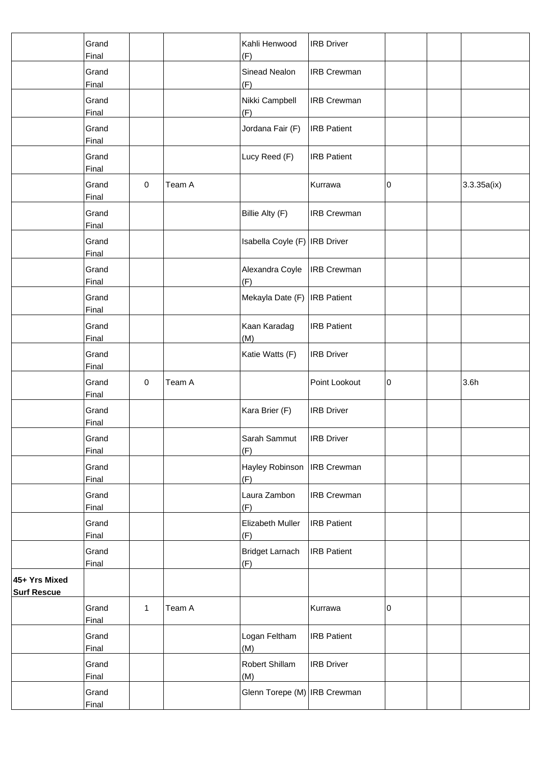| | | | | | | | | |
|---|---|---|---|---|---|---|---|---|
| | Grand Final | | | Kahli Henwood (F) | IRB Driver | | | |
| | Grand Final | | | Sinead Nealon (F) | IRB Crewman | | | |
| | Grand Final | | | Nikki Campbell (F) | IRB Crewman | | | |
| | Grand Final | | | Jordana Fair (F) | IRB Patient | | | |
| | Grand Final | | | Lucy Reed (F) | IRB Patient | | | |
| | Grand Final | 0 | Team A | | Kurrawa | 0 | | 3.3.35a(ix) |
| | Grand Final | | | Billie Alty (F) | IRB Crewman | | | |
| | Grand Final | | | Isabella Coyle (F) | IRB Driver | | | |
| | Grand Final | | | Alexandra Coyle (F) | IRB Crewman | | | |
| | Grand Final | | | Mekayla Date (F) | IRB Patient | | | |
| | Grand Final | | | Kaan Karadag (M) | IRB Patient | | | |
| | Grand Final | | | Katie Watts (F) | IRB Driver | | | |
| | Grand Final | 0 | Team A | | Point Lookout | 0 | | 3.6h |
| | Grand Final | | | Kara Brier (F) | IRB Driver | | | |
| | Grand Final | | | Sarah Sammut (F) | IRB Driver | | | |
| | Grand Final | | | Hayley Robinson (F) | IRB Crewman | | | |
| | Grand Final | | | Laura Zambon (F) | IRB Crewman | | | |
| | Grand Final | | | Elizabeth Muller (F) | IRB Patient | | | |
| | Grand Final | | | Bridget Larnach (F) | IRB Patient | | | |
| **45+ Yrs Mixed Surf Rescue** | | | | | | | | |
| | Grand Final | 1 | Team A | | Kurrawa | 0 | | |
| | Grand Final | | | Logan Feltham (M) | IRB Patient | | | |
| | Grand Final | | | Robert Shillam (M) | IRB Driver | | | |
| | Grand Final | | | Glenn Torepe (M) | IRB Crewman | | | |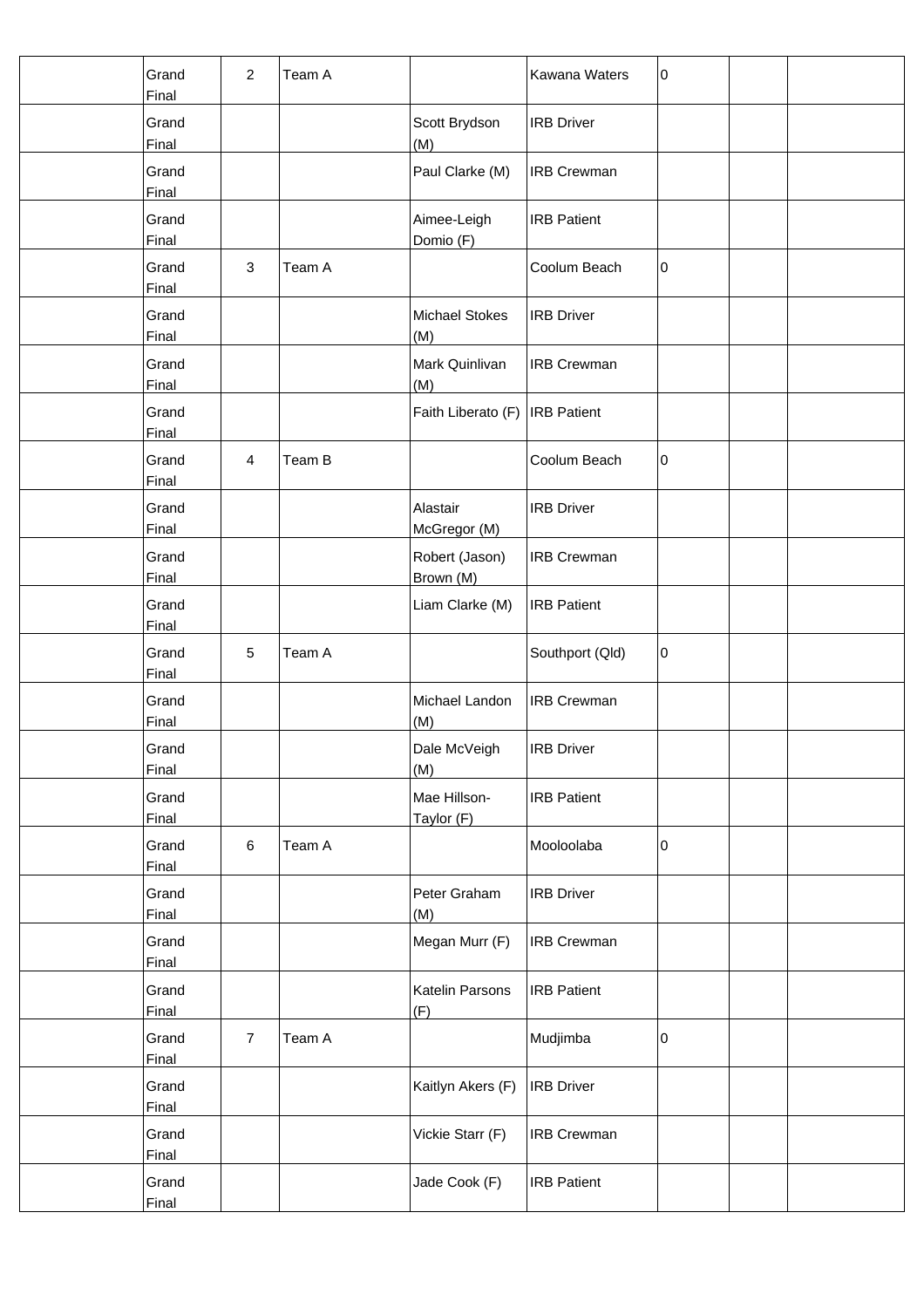| | | | | | | | | |
|---|---|---|---|---|---|---|---|---|
| | Grand Final | 2 | Team A | | Kawana Waters | 0 | | |
| | Grand Final | | | Scott Brydson (M) | IRB Driver | | | |
| | Grand Final | | | Paul Clarke (M) | IRB Crewman | | | |
| | Grand Final | | | Aimee-Leigh Domio (F) | IRB Patient | | | |
| | Grand Final | 3 | Team A | | Coolum Beach | 0 | | |
| | Grand Final | | | Michael Stokes (M) | IRB Driver | | | |
| | Grand Final | | | Mark Quinlivan (M) | IRB Crewman | | | |
| | Grand Final | | | Faith Liberato (F) | IRB Patient | | | |
| | Grand Final | 4 | Team B | | Coolum Beach | 0 | | |
| | Grand Final | | | Alastair McGregor (M) | IRB Driver | | | |
| | Grand Final | | | Robert (Jason) Brown (M) | IRB Crewman | | | |
| | Grand Final | | | Liam Clarke (M) | IRB Patient | | | |
| | Grand Final | 5 | Team A | | Southport (Qld) | 0 | | |
| | Grand Final | | | Michael Landon (M) | IRB Crewman | | | |
| | Grand Final | | | Dale McVeigh (M) | IRB Driver | | | |
| | Grand Final | | | Mae Hillson-Taylor (F) | IRB Patient | | | |
| | Grand Final | 6 | Team A | | Mooloolaba | 0 | | |
| | Grand Final | | | Peter Graham (M) | IRB Driver | | | |
| | Grand Final | | | Megan Murr (F) | IRB Crewman | | | |
| | Grand Final | | | Katelin Parsons (F) | IRB Patient | | | |
| | Grand Final | 7 | Team A | | Mudjimba | 0 | | |
| | Grand Final | | | Kaitlyn Akers (F) | IRB Driver | | | |
| | Grand Final | | | Vickie Starr (F) | IRB Crewman | | | |
| | Grand Final | | | Jade Cook (F) | IRB Patient | | | |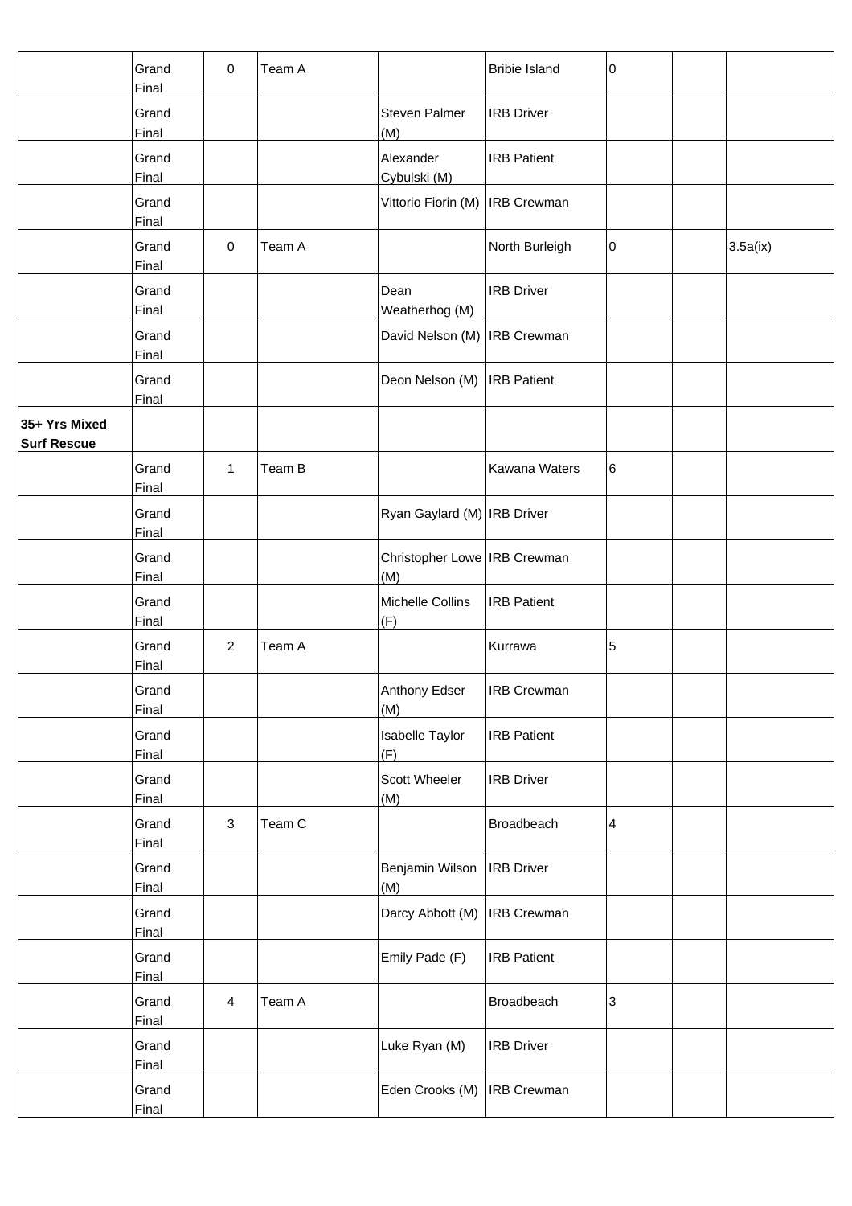| | | | | | | | | |
|---|---|---|---|---|---|---|---|---|
| | Grand Final | 0 | Team A | | Bribie Island | 0 | | |
| | Grand Final | | | Steven Palmer (M) | IRB Driver | | | |
| | Grand Final | | | Alexander Cybulski (M) | IRB Patient | | | |
| | Grand Final | | | Vittorio Fiorin (M) | IRB Crewman | | | |
| | Grand Final | 0 | Team A | | North Burleigh | 0 | | 3.5a(ix) |
| | Grand Final | | | Dean Weatherhog (M) | IRB Driver | | | |
| | Grand Final | | | David Nelson (M) | IRB Crewman | | | |
| | Grand Final | | | Deon Nelson (M) | IRB Patient | | | |
| **35+ Yrs Mixed Surf Rescue** | | | | | | | | |
| | Grand Final | 1 | Team B | | Kawana Waters | 6 | | |
| | Grand Final | | | Ryan Gaylard (M) | IRB Driver | | | |
| | Grand Final | | | Christopher Lowe (M) | IRB Crewman | | | |
| | Grand Final | | | Michelle Collins (F) | IRB Patient | | | |
| | Grand Final | 2 | Team A | | Kurrawa | 5 | | |
| | Grand Final | | | Anthony Edser (M) | IRB Crewman | | | |
| | Grand Final | | | Isabelle Taylor (F) | IRB Patient | | | |
| | Grand Final | | | Scott Wheeler (M) | IRB Driver | | | |
| | Grand Final | 3 | Team C | | Broadbeach | 4 | | |
| | Grand Final | | | Benjamin Wilson (M) | IRB Driver | | | |
| | Grand Final | | | Darcy Abbott (M) | IRB Crewman | | | |
| | Grand Final | | | Emily Pade (F) | IRB Patient | | | |
| | Grand Final | 4 | Team A | | Broadbeach | 3 | | |
| | Grand Final | | | Luke Ryan (M) | IRB Driver | | | |
| | Grand Final | | | Eden Crooks (M) | IRB Crewman | | | |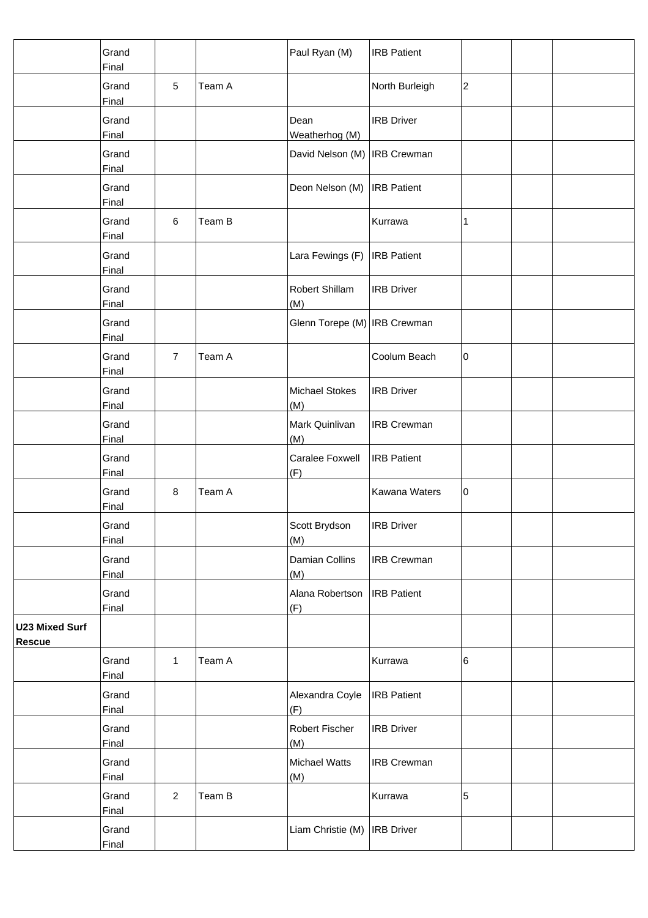| | | | | | | | | |
|---|---|---|---|---|---|---|---|---|
| | Grand Final | | | Paul Ryan (M) | IRB Patient | | | |
| | Grand Final | 5 | Team A | | North Burleigh | 2 | | |
| | Grand Final | | | Dean Weatherhog (M) | IRB Driver | | | |
| | Grand Final | | | David Nelson (M) | IRB Crewman | | | |
| | Grand Final | | | Deon Nelson (M) | IRB Patient | | | |
| | Grand Final | 6 | Team B | | Kurrawa | 1 | | |
| | Grand Final | | | Lara Fewings (F) | IRB Patient | | | |
| | Grand Final | | | Robert Shillam (M) | IRB Driver | | | |
| | Grand Final | | | Glenn Torepe (M) | IRB Crewman | | | |
| | Grand Final | 7 | Team A | | Coolum Beach | 0 | | |
| | Grand Final | | | Michael Stokes (M) | IRB Driver | | | |
| | Grand Final | | | Mark Quinlivan (M) | IRB Crewman | | | |
| | Grand Final | | | Caralee Foxwell (F) | IRB Patient | | | |
| | Grand Final | 8 | Team A | | Kawana Waters | 0 | | |
| | Grand Final | | | Scott Brydson (M) | IRB Driver | | | |
| | Grand Final | | | Damian Collins (M) | IRB Crewman | | | |
| | Grand Final | | | Alana Robertson (F) | IRB Patient | | | |
| **U23 Mixed Surf Rescue** | | | | | | | | |
| | Grand Final | 1 | Team A | | Kurrawa | 6 | | |
| | Grand Final | | | Alexandra Coyle (F) | IRB Patient | | | |
| | Grand Final | | | Robert Fischer (M) | IRB Driver | | | |
| | Grand Final | | | Michael Watts (M) | IRB Crewman | | | |
| | Grand Final | 2 | Team B | | Kurrawa | 5 | | |
| | Grand Final | | | Liam Christie (M) | IRB Driver | | | |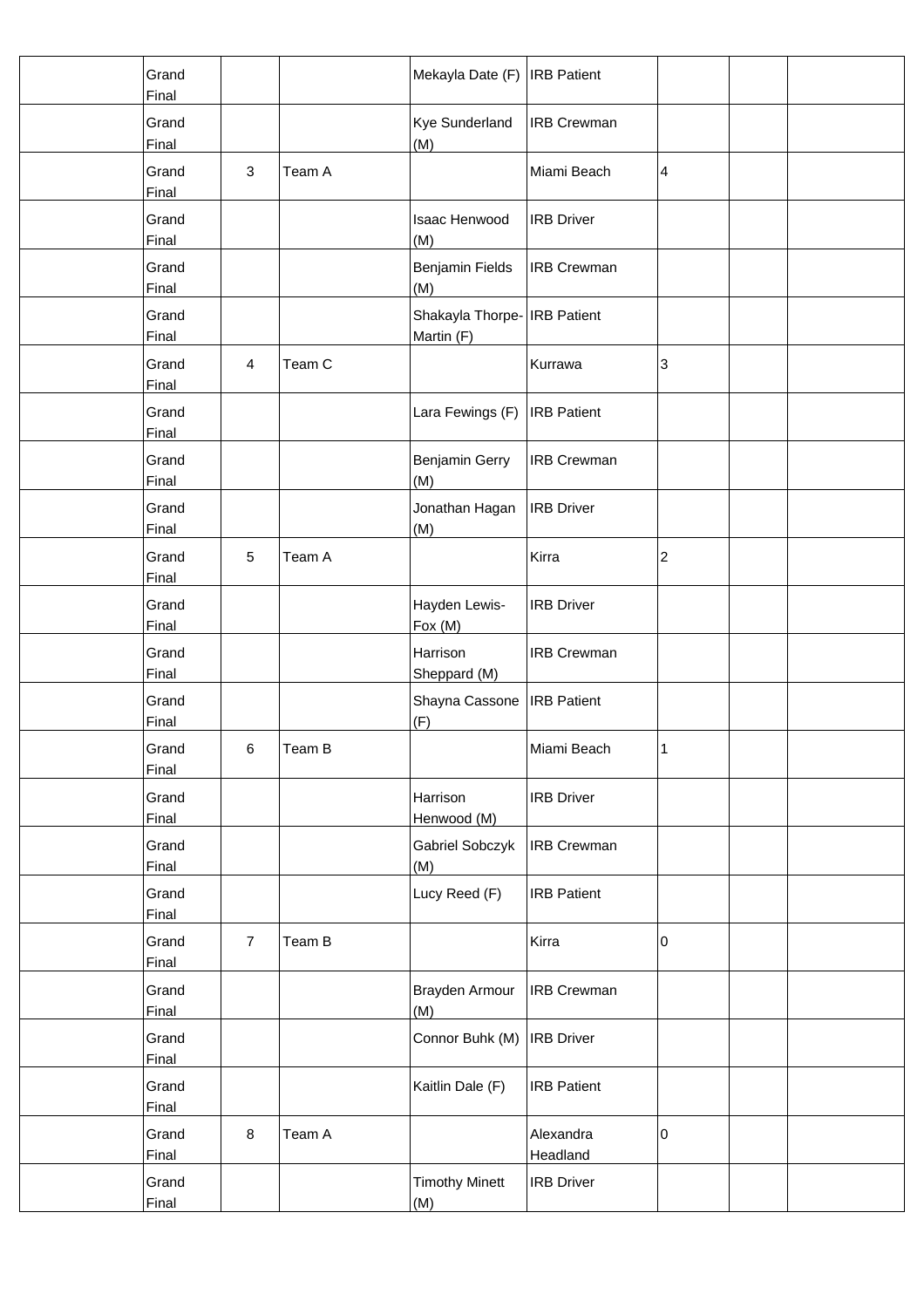| | | | | | | | | |
|---|---|---|---|---|---|---|---|---|
| | Grand Final | | | Mekayla Date (F) | IRB Patient | | | |
| | Grand Final | | | Kye Sunderland (M) | IRB Crewman | | | |
| | Grand Final | 3 | Team A | | Miami Beach | 4 | | |
| | Grand Final | | | Isaac Henwood (M) | IRB Driver | | | |
| | Grand Final | | | Benjamin Fields (M) | IRB Crewman | | | |
| | Grand Final | | | Shakayla Thorpe-Martin (F) | IRB Patient | | | |
| | Grand Final | 4 | Team C | | Kurrawa | 3 | | |
| | Grand Final | | | Lara Fewings (F) | IRB Patient | | | |
| | Grand Final | | | Benjamin Gerry (M) | IRB Crewman | | | |
| | Grand Final | | | Jonathan Hagan (M) | IRB Driver | | | |
| | Grand Final | 5 | Team A | | Kirra | 2 | | |
| | Grand Final | | | Hayden Lewis-Fox (M) | IRB Driver | | | |
| | Grand Final | | | Harrison Sheppard (M) | IRB Crewman | | | |
| | Grand Final | | | Shayna Cassone (F) | IRB Patient | | | |
| | Grand Final | 6 | Team B | | Miami Beach | 1 | | |
| | Grand Final | | | Harrison Henwood (M) | IRB Driver | | | |
| | Grand Final | | | Gabriel Sobczyk (M) | IRB Crewman | | | |
| | Grand Final | | | Lucy Reed (F) | IRB Patient | | | |
| | Grand Final | 7 | Team B | | Kirra | 0 | | |
| | Grand Final | | | Brayden Armour (M) | IRB Crewman | | | |
| | Grand Final | | | Connor Buhk (M) | IRB Driver | | | |
| | Grand Final | | | Kaitlin Dale (F) | IRB Patient | | | |
| | Grand Final | 8 | Team A | | Alexandra Headland | 0 | | |
| | Grand Final | | | Timothy Minett (M) | IRB Driver | | | |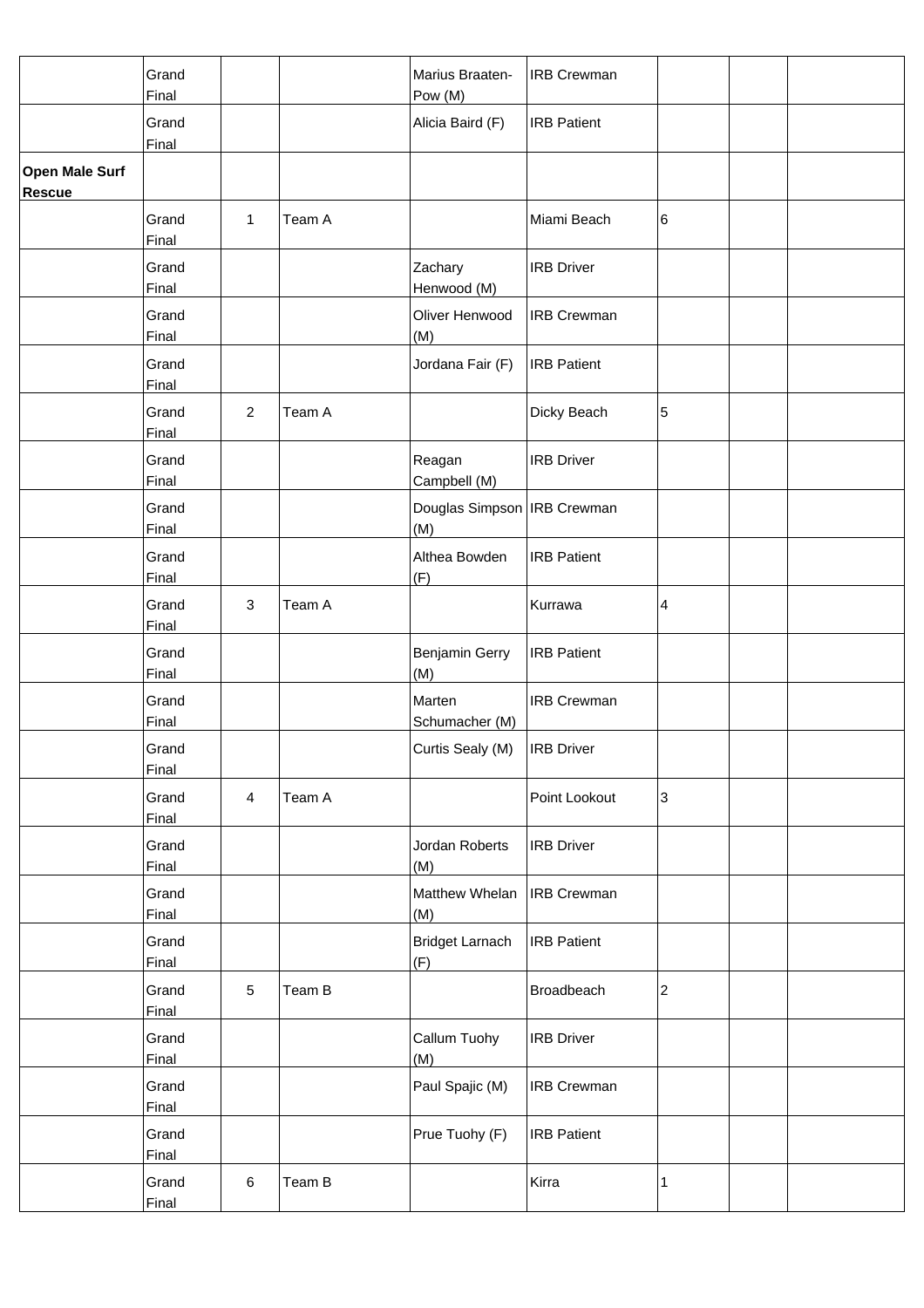|  |  |  |  |  |  |  |  |  |
|---|---|---|---|---|---|---|---|---|
|  | Grand Final |  |  | Marius Braaten-Pow (M) | IRB Crewman |  |  |  |
|  | Grand Final |  |  | Alicia Baird (F) | IRB Patient |  |  |  |
| **Open Male Surf Rescue** |  |  |  |  |  |  |  |  |
|  | Grand Final | 1 | Team A |  | Miami Beach | 6 |  |  |
|  | Grand Final |  |  | Zachary Henwood (M) | IRB Driver |  |  |  |
|  | Grand Final |  |  | Oliver Henwood (M) | IRB Crewman |  |  |  |
|  | Grand Final |  |  | Jordana Fair (F) | IRB Patient |  |  |  |
|  | Grand Final | 2 | Team A |  | Dicky Beach | 5 |  |  |
|  | Grand Final |  |  | Reagan Campbell (M) | IRB Driver |  |  |  |
|  | Grand Final |  |  | Douglas Simpson (M) | IRB Crewman |  |  |  |
|  | Grand Final |  |  | Althea Bowden (F) | IRB Patient |  |  |  |
|  | Grand Final | 3 | Team A |  | Kurrawa | 4 |  |  |
|  | Grand Final |  |  | Benjamin Gerry (M) | IRB Patient |  |  |  |
|  | Grand Final |  |  | Marten Schumacher (M) | IRB Crewman |  |  |  |
|  | Grand Final |  |  | Curtis Sealy (M) | IRB Driver |  |  |  |
|  | Grand Final | 4 | Team A |  | Point Lookout | 3 |  |  |
|  | Grand Final |  |  | Jordan Roberts (M) | IRB Driver |  |  |  |
|  | Grand Final |  |  | Matthew Whelan (M) | IRB Crewman |  |  |  |
|  | Grand Final |  |  | Bridget Larnach (F) | IRB Patient |  |  |  |
|  | Grand Final | 5 | Team B |  | Broadbeach | 2 |  |  |
|  | Grand Final |  |  | Callum Tuohy (M) | IRB Driver |  |  |  |
|  | Grand Final |  |  | Paul Spajic (M) | IRB Crewman |  |  |  |
|  | Grand Final |  |  | Prue Tuohy (F) | IRB Patient |  |  |  |
|  | Grand Final | 6 | Team B |  | Kirra | 1 |  |  |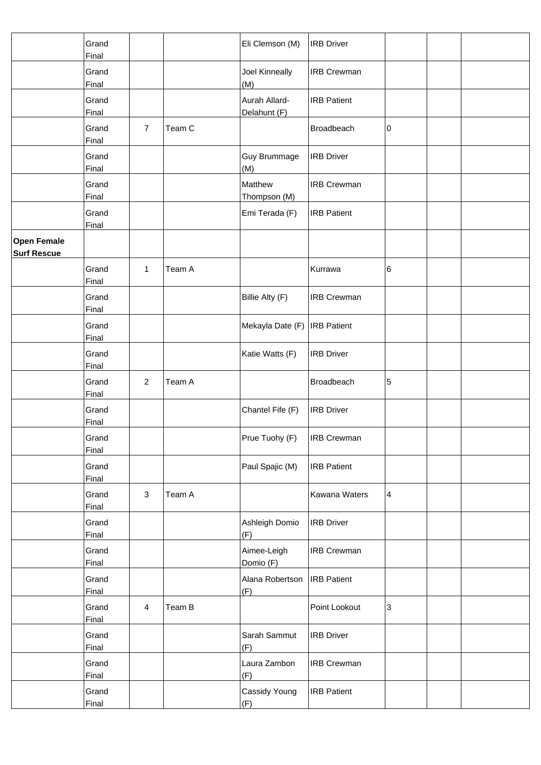| | | | | | | | | |
|---|---|---|---|---|---|---|---|---|
| | Grand Final | | | Eli Clemson (M) | IRB Driver | | | |
| | Grand Final | | | Joel Kinneally (M) | IRB Crewman | | | |
| | Grand Final | | | Aurah Allard-Delahunt (F) | IRB Patient | | | |
| | Grand Final | 7 | Team C | | Broadbeach | 0 | | |
| | Grand Final | | | Guy Brummage (M) | IRB Driver | | | |
| | Grand Final | | | Matthew Thompson (M) | IRB Crewman | | | |
| | Grand Final | | | Emi Terada (F) | IRB Patient | | | |
| **Open Female Surf Rescue** | | | | | | | | |
| | Grand Final | 1 | Team A | | Kurrawa | 6 | | |
| | Grand Final | | | Billie Alty (F) | IRB Crewman | | | |
| | Grand Final | | | Mekayla Date (F) | IRB Patient | | | |
| | Grand Final | | | Katie Watts (F) | IRB Driver | | | |
| | Grand Final | 2 | Team A | | Broadbeach | 5 | | |
| | Grand Final | | | Chantel Fife (F) | IRB Driver | | | |
| | Grand Final | | | Prue Tuohy (F) | IRB Crewman | | | |
| | Grand Final | | | Paul Spajic (M) | IRB Patient | | | |
| | Grand Final | 3 | Team A | | Kawana Waters | 4 | | |
| | Grand Final | | | Ashleigh Domio (F) | IRB Driver | | | |
| | Grand Final | | | Aimee-Leigh Domio (F) | IRB Crewman | | | |
| | Grand Final | | | Alana Robertson (F) | IRB Patient | | | |
| | Grand Final | 4 | Team B | | Point Lookout | 3 | | |
| | Grand Final | | | Sarah Sammut (F) | IRB Driver | | | |
| | Grand Final | | | Laura Zambon (F) | IRB Crewman | | | |
| | Grand Final | | | Cassidy Young (F) | IRB Patient | | | |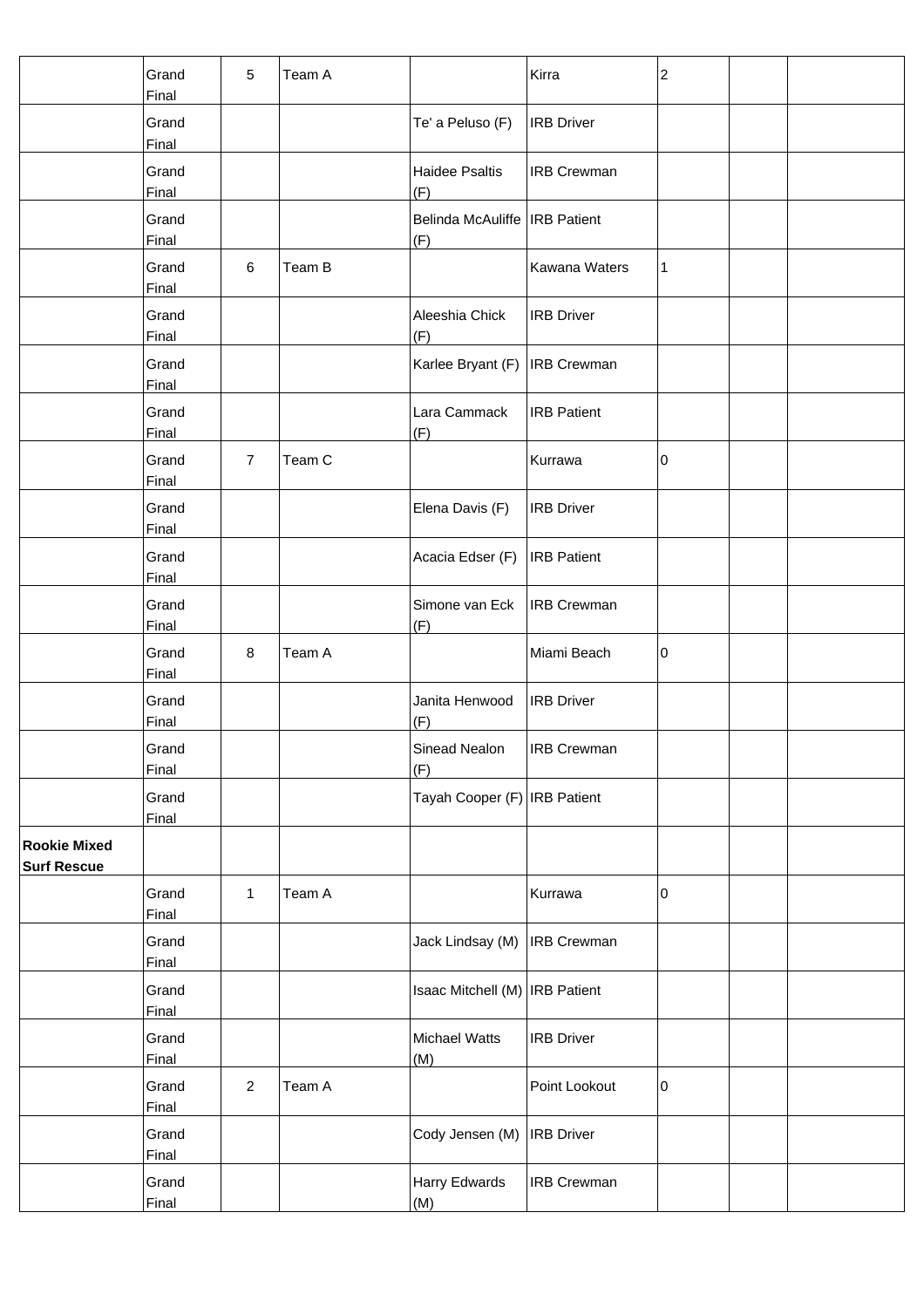|  |  |  |  |  |  |  |  |  |
|---|---|---|---|---|---|---|---|---|
|  | Grand Final | 5 | Team A |  | Kirra | 2 |  |  |
|  | Grand Final |  |  | Te' a Peluso (F) | IRB Driver |  |  |  |
|  | Grand Final |  |  | Haidee Psaltis (F) | IRB Crewman |  |  |  |
|  | Grand Final |  |  | Belinda McAuliffe (F) | IRB Patient |  |  |  |
|  | Grand Final | 6 | Team B |  | Kawana Waters | 1 |  |  |
|  | Grand Final |  |  | Aleeshia Chick (F) | IRB Driver |  |  |  |
|  | Grand Final |  |  | Karlee Bryant (F) | IRB Crewman |  |  |  |
|  | Grand Final |  |  | Lara Cammack (F) | IRB Patient |  |  |  |
|  | Grand Final | 7 | Team C |  | Kurrawa | 0 |  |  |
|  | Grand Final |  |  | Elena Davis (F) | IRB Driver |  |  |  |
|  | Grand Final |  |  | Acacia Edser (F) | IRB Patient |  |  |  |
|  | Grand Final |  |  | Simone van Eck (F) | IRB Crewman |  |  |  |
|  | Grand Final | 8 | Team A |  | Miami Beach | 0 |  |  |
|  | Grand Final |  |  | Janita Henwood (F) | IRB Driver |  |  |  |
|  | Grand Final |  |  | Sinead Nealon (F) | IRB Crewman |  |  |  |
|  | Grand Final |  |  | Tayah Cooper (F) | IRB Patient |  |  |  |
| **Rookie Mixed Surf Rescue** |  |  |  |  |  |  |  |  |
|  | Grand Final | 1 | Team A |  | Kurrawa | 0 |  |  |
|  | Grand Final |  |  | Jack Lindsay (M) | IRB Crewman |  |  |  |
|  | Grand Final |  |  | Isaac Mitchell (M) | IRB Patient |  |  |  |
|  | Grand Final |  |  | Michael Watts (M) | IRB Driver |  |  |  |
|  | Grand Final | 2 | Team A |  | Point Lookout | 0 |  |  |
|  | Grand Final |  |  | Cody Jensen (M) | IRB Driver |  |  |  |
|  | Grand Final |  |  | Harry Edwards (M) | IRB Crewman |  |  |  |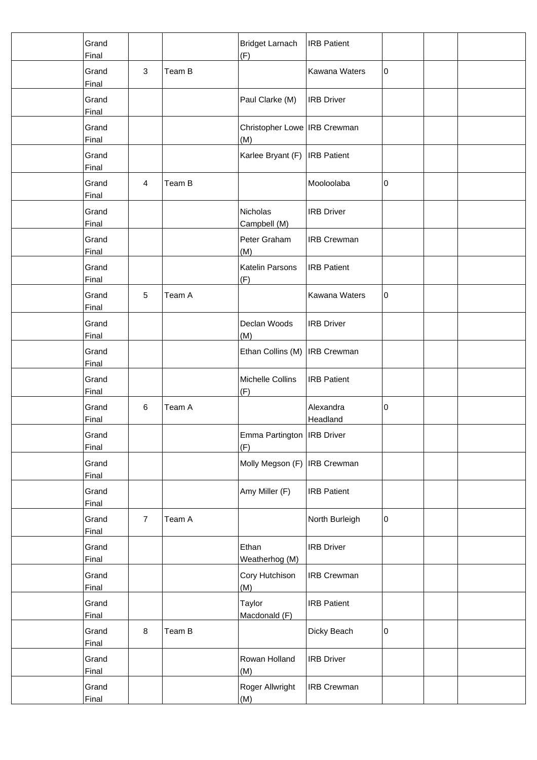| | | | | | | | | |
|---|---|---|---|---|---|---|---|---|
| | Grand Final | | | Bridget Larnach (F) | IRB Patient | | | |
| | Grand Final | 3 | Team B | | Kawana Waters | 0 | | |
| | Grand Final | | | Paul Clarke (M) | IRB Driver | | | |
| | Grand Final | | | Christopher Lowe (M) | IRB Crewman | | | |
| | Grand Final | | | Karlee Bryant (F) | IRB Patient | | | |
| | Grand Final | 4 | Team B | | Mooloolaba | 0 | | |
| | Grand Final | | | Nicholas Campbell (M) | IRB Driver | | | |
| | Grand Final | | | Peter Graham (M) | IRB Crewman | | | |
| | Grand Final | | | Katelin Parsons (F) | IRB Patient | | | |
| | Grand Final | 5 | Team A | | Kawana Waters | 0 | | |
| | Grand Final | | | Declan Woods (M) | IRB Driver | | | |
| | Grand Final | | | Ethan Collins (M) | IRB Crewman | | | |
| | Grand Final | | | Michelle Collins (F) | IRB Patient | | | |
| | Grand Final | 6 | Team A | | Alexandra Headland | 0 | | |
| | Grand Final | | | Emma Partington (F) | IRB Driver | | | |
| | Grand Final | | | Molly Megson (F) | IRB Crewman | | | |
| | Grand Final | | | Amy Miller (F) | IRB Patient | | | |
| | Grand Final | 7 | Team A | | North Burleigh | 0 | | |
| | Grand Final | | | Ethan Weatherhog (M) | IRB Driver | | | |
| | Grand Final | | | Cory Hutchison (M) | IRB Crewman | | | |
| | Grand Final | | | Taylor Macdonald (F) | IRB Patient | | | |
| | Grand Final | 8 | Team B | | Dicky Beach | 0 | | |
| | Grand Final | | | Rowan Holland (M) | IRB Driver | | | |
| | Grand Final | | | Roger Allwright (M) | IRB Crewman | | | |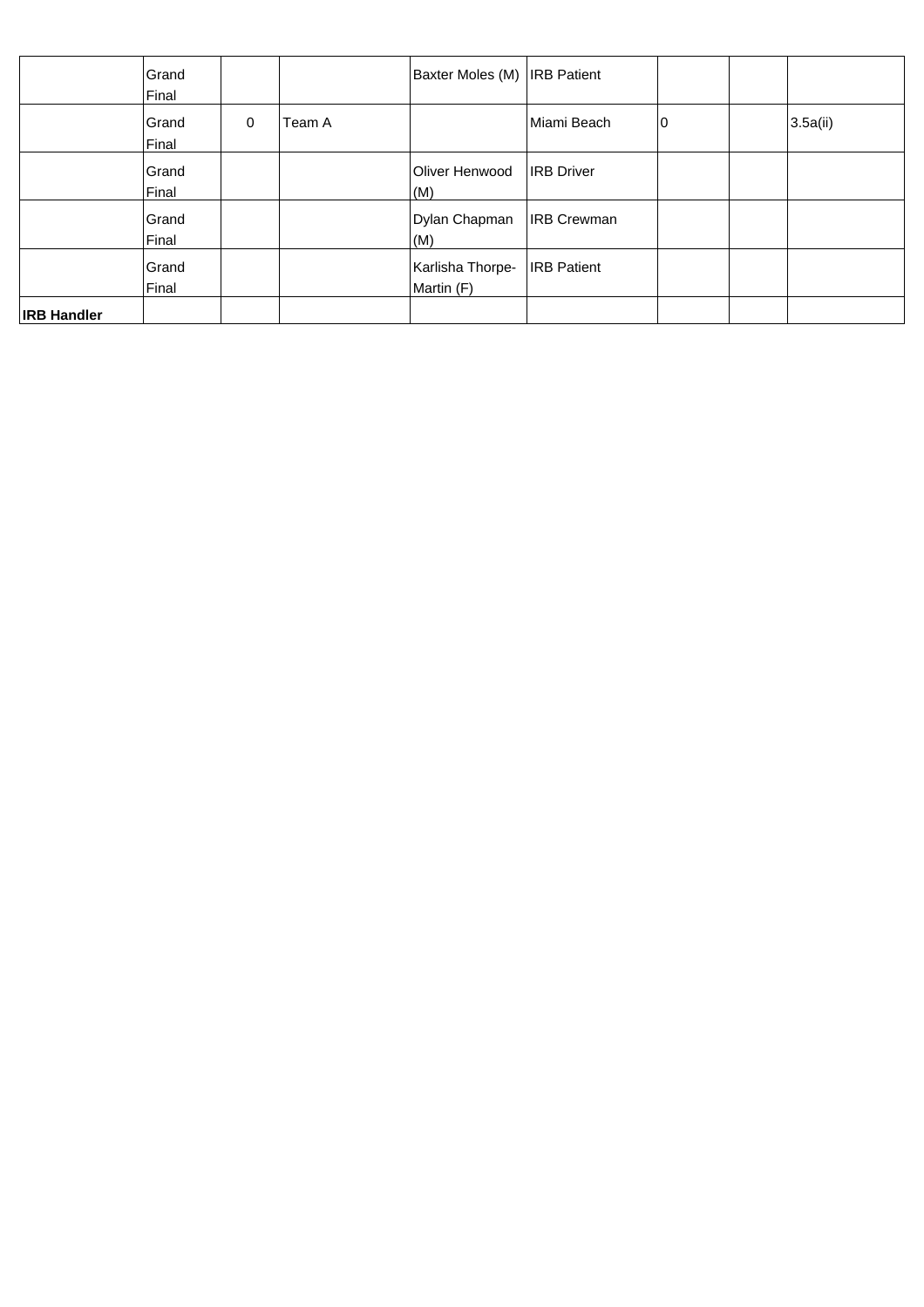| | | | | | | | | |
|---|---|---|---|---|---|---|---|---|
| | Grand Final | | | Baxter Moles (M) | IRB Patient | | | |
| | Grand Final | 0 | Team A | | Miami Beach | 0 | | 3.5a(ii) |
| | Grand Final | | | Oliver Henwood (M) | IRB Driver | | | |
| | Grand Final | | | Dylan Chapman (M) | IRB Crewman | | | |
| | Grand Final | | | Karlisha Thorpe-Martin (F) | IRB Patient | | | |
| **IRB Handler** | | | | | | | | |